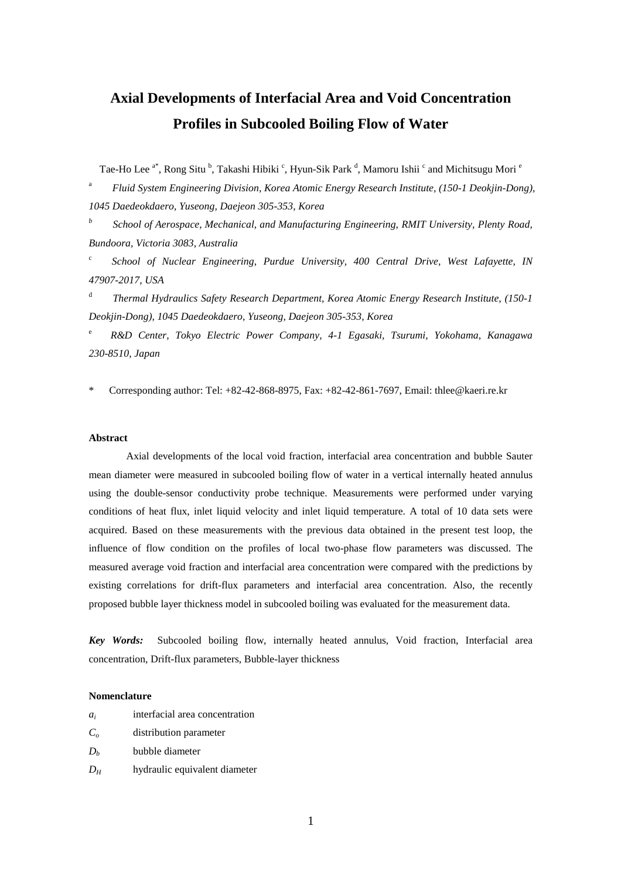# Axial Developments of Interfacial Area and Void Concentration Profiles in Subcooled Boiling Flow of Water

Tae-Ho Lee [a*], Rong Situ [b], Takashi Hibiki [c], Hyun-Sik Park [d], Mamoru Ishii [c] and Michitsugu Mori [e]

[a] *Fluid System Engineering Division, Korea Atomic Energy Research Institute, (150-1 Deokjin-Dong), 1045 Daedeokdaero, Yuseong, Daejeon 305-353, Korea*

[b] *School of Aerospace, Mechanical, and Manufacturing Engineering, RMIT University, Plenty Road, Bundoora, Victoria 3083, Australia*

[c] *School of Nuclear Engineering, Purdue University, 400 Central Drive, West Lafayette, IN 47907-2017, USA*

[d] *Thermal Hydraulics Safety Research Department, Korea Atomic Energy Research Institute, (150-1 Deokjin-Dong), 1045 Daedeokdaero, Yuseong, Daejeon 305-353, Korea*

[e] *R&D Center, Tokyo Electric Power Company, 4-1 Egasaki, Tsurumi, Yokohama, Kanagawa 230-8510, Japan*

\* Corresponding author: Tel: +82-42-868-8975, Fax: +82-42-861-7697, Email: thlee@kaeri.re.kr

**Abstract**

Axial developments of the local void fraction, interfacial area concentration and bubble Sauter mean diameter were measured in subcooled boiling flow of water in a vertical internally heated annulus using the double-sensor conductivity probe technique. Measurements were performed under varying conditions of heat flux, inlet liquid velocity and inlet liquid temperature. A total of 10 data sets were acquired. Based on these measurements with the previous data obtained in the present test loop, the influence of flow condition on the profiles of local two-phase flow parameters was discussed. The measured average void fraction and interfacial area concentration were compared with the predictions by existing correlations for drift-flux parameters and interfacial area concentration. Also, the recently proposed bubble layer thickness model in subcooled boiling was evaluated for the measurement data.

***Key Words:*** Subcooled boiling flow, internally heated annulus, Void fraction, Interfacial area concentration, Drift-flux parameters, Bubble-layer thickness

**Nomenclature**

| | |
|---|---|
| $a_i$ | interfacial area concentration |
| $C_o$ | distribution parameter |
| $D_b$ | bubble diameter |
| $D_H$ | hydraulic equivalent diameter |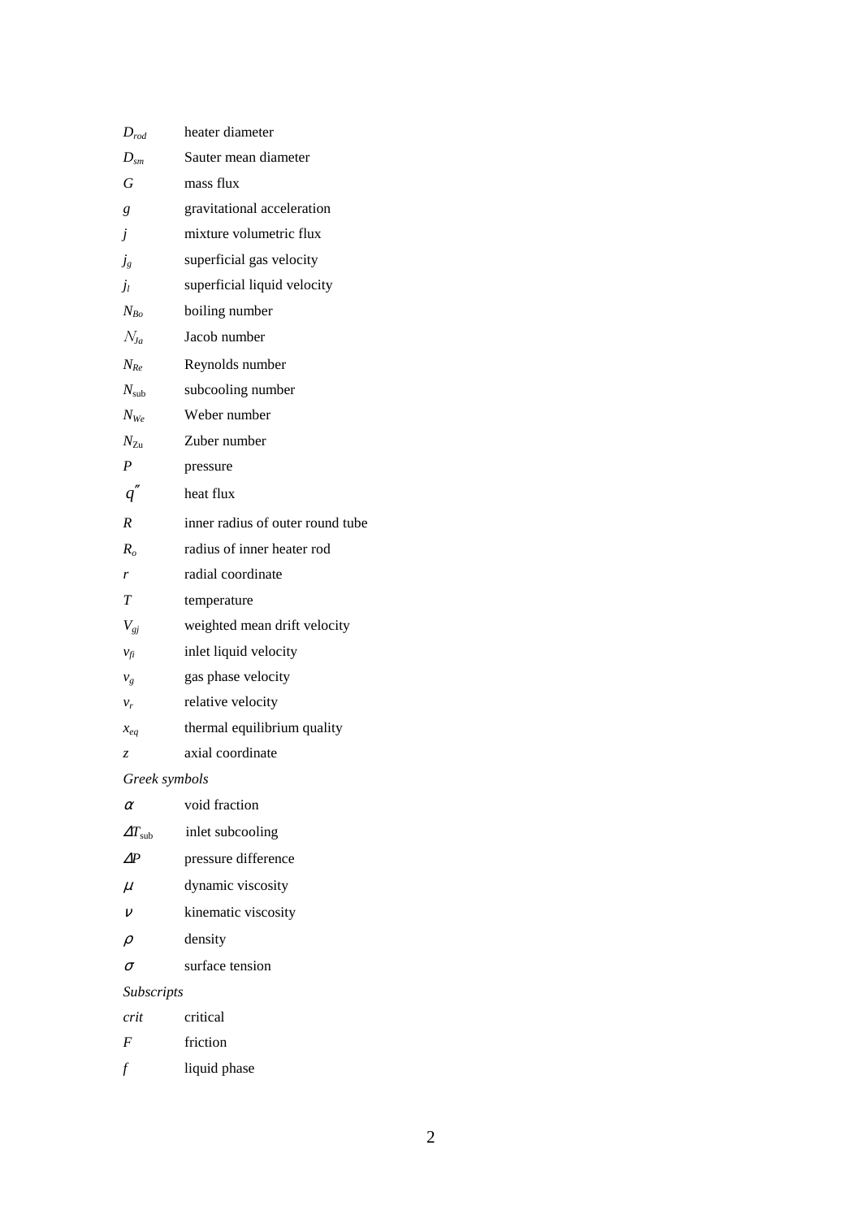| | |
|---|---|
| $D_{rod}$ | heater diameter |
| $D_{sm}$ | Sauter mean diameter |
| $G$ | mass flux |
| $g$ | gravitational acceleration |
| $j$ | mixture volumetric flux |
| $j_g$ | superficial gas velocity |
| $j_l$ | superficial liquid velocity |
| $N_{Bo}$ | boiling number |
| $N_{Ja}$ | Jacob number |
| $N_{Re}$ | Reynolds number |
| $N_{\rm sub}$ | subcooling number |
| $N_{We}$ | Weber number |
| $N_{\rm Zu}$ | Zuber number |
| $P$ | pressure |
| $q''$ | heat flux |
| $R$ | inner radius of outer round tube |
| $R_o$ | radius of inner heater rod |
| $r$ | radial coordinate |
| $T$ | temperature |
| $V_{gj}$ | weighted mean drift velocity |
| $v_{fi}$ | inlet liquid velocity |
| $v_g$ | gas phase velocity |
| $v_r$ | relative velocity |
| $x_{eq}$ | thermal equilibrium quality |
| $z$ | axial coordinate |

*Greek symbols*

| | |
|---|---|
| $\alpha$ | void fraction |
| $\Delta T_{\rm sub}$ | inlet subcooling |
| $\Delta P$ | pressure difference |
| $\mu$ | dynamic viscosity |
| $\nu$ | kinematic viscosity |
| $\rho$ | density |
| $\sigma$ | surface tension |

*Subscripts*

| | |
|---|---|
| *crit* | critical |
| *F* | friction |
| *f* | liquid phase |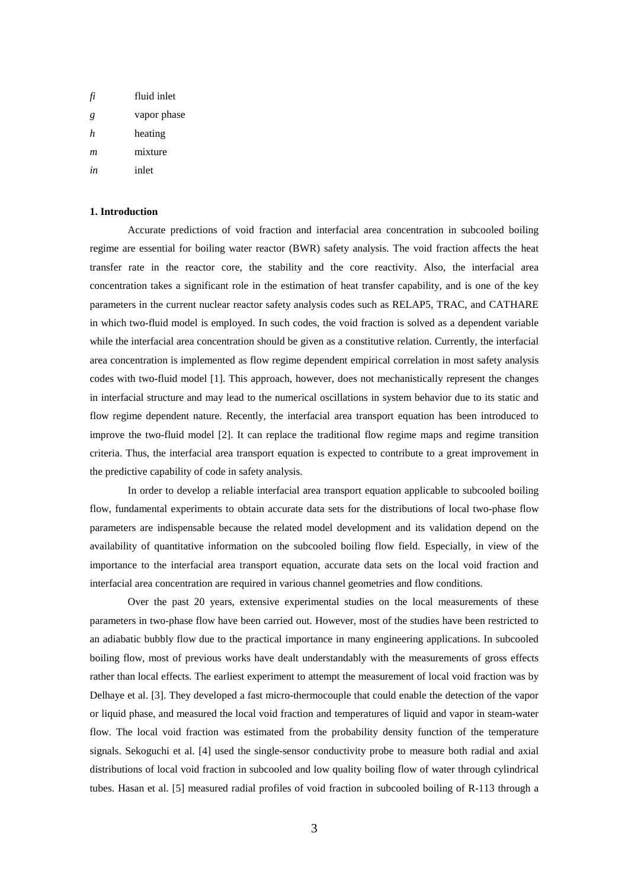| | |
|---|---|
| *fi* | fluid inlet |
| *g* | vapor phase |
| *h* | heating |
| *m* | mixture |
| *in* | inlet |

## 1. Introduction

Accurate predictions of void fraction and interfacial area concentration in subcooled boiling regime are essential for boiling water reactor (BWR) safety analysis. The void fraction affects the heat transfer rate in the reactor core, the stability and the core reactivity. Also, the interfacial area concentration takes a significant role in the estimation of heat transfer capability, and is one of the key parameters in the current nuclear reactor safety analysis codes such as RELAP5, TRAC, and CATHARE in which two-fluid model is employed. In such codes, the void fraction is solved as a dependent variable while the interfacial area concentration should be given as a constitutive relation. Currently, the interfacial area concentration is implemented as flow regime dependent empirical correlation in most safety analysis codes with two-fluid model [1]. This approach, however, does not mechanistically represent the changes in interfacial structure and may lead to the numerical oscillations in system behavior due to its static and flow regime dependent nature. Recently, the interfacial area transport equation has been introduced to improve the two-fluid model [2]. It can replace the traditional flow regime maps and regime transition criteria. Thus, the interfacial area transport equation is expected to contribute to a great improvement in the predictive capability of code in safety analysis.

In order to develop a reliable interfacial area transport equation applicable to subcooled boiling flow, fundamental experiments to obtain accurate data sets for the distributions of local two-phase flow parameters are indispensable because the related model development and its validation depend on the availability of quantitative information on the subcooled boiling flow field. Especially, in view of the importance to the interfacial area transport equation, accurate data sets on the local void fraction and interfacial area concentration are required in various channel geometries and flow conditions.

Over the past 20 years, extensive experimental studies on the local measurements of these parameters in two-phase flow have been carried out. However, most of the studies have been restricted to an adiabatic bubbly flow due to the practical importance in many engineering applications. In subcooled boiling flow, most of previous works have dealt understandably with the measurements of gross effects rather than local effects. The earliest experiment to attempt the measurement of local void fraction was by Delhaye et al. [3]. They developed a fast micro-thermocouple that could enable the detection of the vapor or liquid phase, and measured the local void fraction and temperatures of liquid and vapor in steam-water flow. The local void fraction was estimated from the probability density function of the temperature signals. Sekoguchi et al. [4] used the single-sensor conductivity probe to measure both radial and axial distributions of local void fraction in subcooled and low quality boiling flow of water through cylindrical tubes. Hasan et al. [5] measured radial profiles of void fraction in subcooled boiling of R-113 through a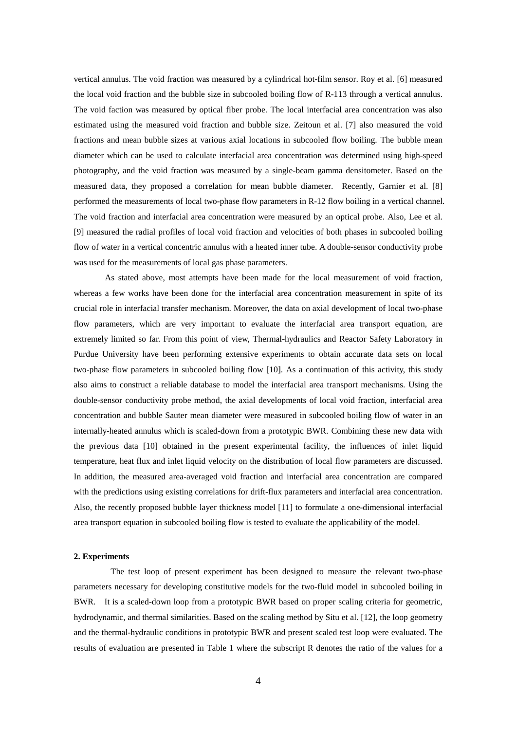vertical annulus. The void fraction was measured by a cylindrical hot-film sensor. Roy et al. [6] measured the local void fraction and the bubble size in subcooled boiling flow of R-113 through a vertical annulus. The void faction was measured by optical fiber probe. The local interfacial area concentration was also estimated using the measured void fraction and bubble size. Zeitoun et al. [7] also measured the void fractions and mean bubble sizes at various axial locations in subcooled flow boiling. The bubble mean diameter which can be used to calculate interfacial area concentration was determined using high-speed photography, and the void fraction was measured by a single-beam gamma densitometer. Based on the measured data, they proposed a correlation for mean bubble diameter. Recently, Garnier et al. [8] performed the measurements of local two-phase flow parameters in R-12 flow boiling in a vertical channel. The void fraction and interfacial area concentration were measured by an optical probe. Also, Lee et al. [9] measured the radial profiles of local void fraction and velocities of both phases in subcooled boiling flow of water in a vertical concentric annulus with a heated inner tube. A double-sensor conductivity probe was used for the measurements of local gas phase parameters.

As stated above, most attempts have been made for the local measurement of void fraction, whereas a few works have been done for the interfacial area concentration measurement in spite of its crucial role in interfacial transfer mechanism. Moreover, the data on axial development of local two-phase flow parameters, which are very important to evaluate the interfacial area transport equation, are extremely limited so far. From this point of view, Thermal-hydraulics and Reactor Safety Laboratory in Purdue University have been performing extensive experiments to obtain accurate data sets on local two-phase flow parameters in subcooled boiling flow [10]. As a continuation of this activity, this study also aims to construct a reliable database to model the interfacial area transport mechanisms. Using the double-sensor conductivity probe method, the axial developments of local void fraction, interfacial area concentration and bubble Sauter mean diameter were measured in subcooled boiling flow of water in an internally-heated annulus which is scaled-down from a prototypic BWR. Combining these new data with the previous data [10] obtained in the present experimental facility, the influences of inlet liquid temperature, heat flux and inlet liquid velocity on the distribution of local flow parameters are discussed. In addition, the measured area-averaged void fraction and interfacial area concentration are compared with the predictions using existing correlations for drift-flux parameters and interfacial area concentration. Also, the recently proposed bubble layer thickness model [11] to formulate a one-dimensional interfacial area transport equation in subcooled boiling flow is tested to evaluate the applicability of the model.

## 2. Experiments

The test loop of present experiment has been designed to measure the relevant two-phase parameters necessary for developing constitutive models for the two-fluid model in subcooled boiling in BWR. It is a scaled-down loop from a prototypic BWR based on proper scaling criteria for geometric, hydrodynamic, and thermal similarities. Based on the scaling method by Situ et al. [12], the loop geometry and the thermal-hydraulic conditions in prototypic BWR and present scaled test loop were evaluated. The results of evaluation are presented in Table 1 where the subscript R denotes the ratio of the values for a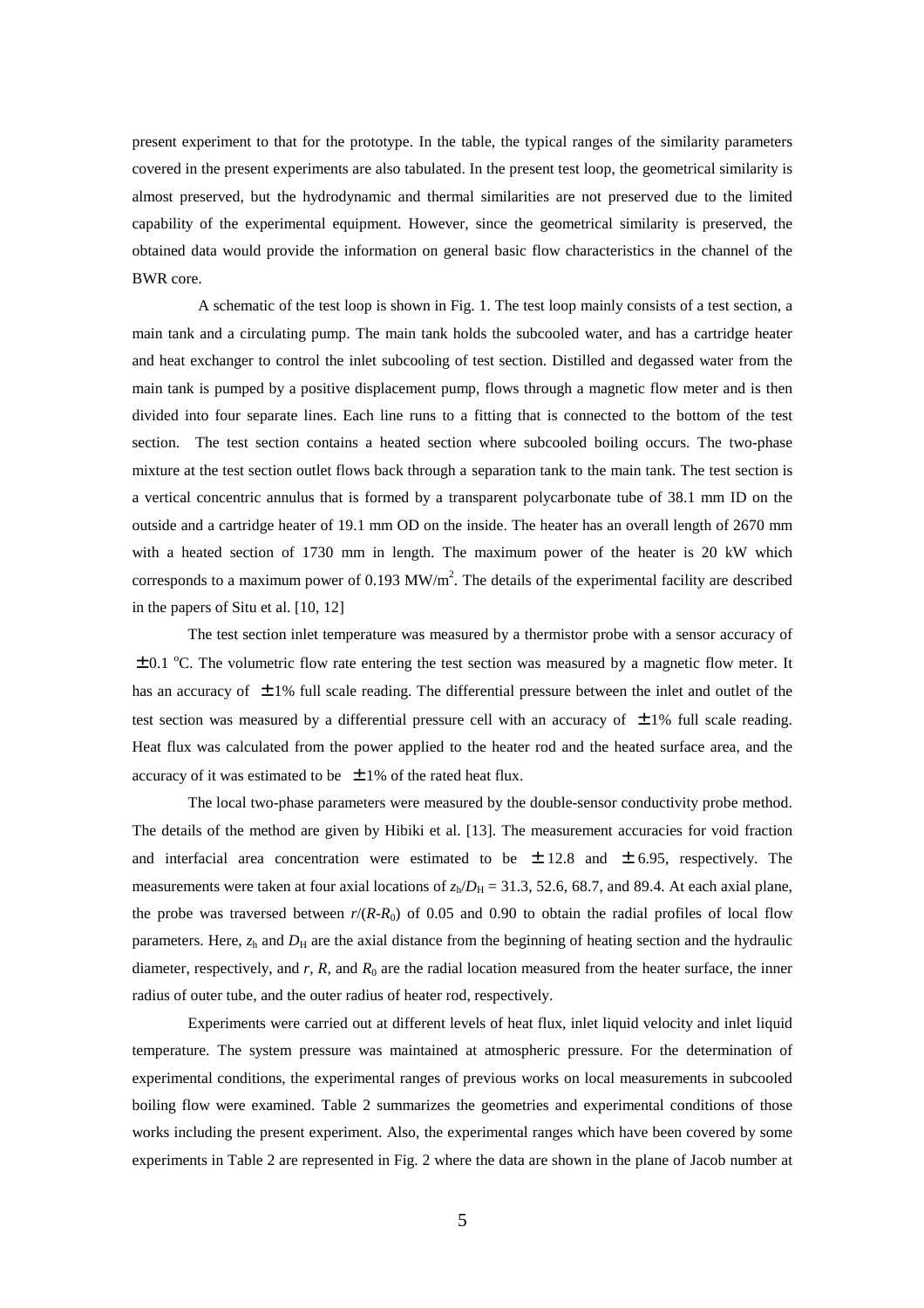present experiment to that for the prototype. In the table, the typical ranges of the similarity parameters covered in the present experiments are also tabulated. In the present test loop, the geometrical similarity is almost preserved, but the hydrodynamic and thermal similarities are not preserved due to the limited capability of the experimental equipment. However, since the geometrical similarity is preserved, the obtained data would provide the information on general basic flow characteristics in the channel of the BWR core.

A schematic of the test loop is shown in Fig. 1. The test loop mainly consists of a test section, a main tank and a circulating pump. The main tank holds the subcooled water, and has a cartridge heater and heat exchanger to control the inlet subcooling of test section. Distilled and degassed water from the main tank is pumped by a positive displacement pump, flows through a magnetic flow meter and is then divided into four separate lines. Each line runs to a fitting that is connected to the bottom of the test section. The test section contains a heated section where subcooled boiling occurs. The two-phase mixture at the test section outlet flows back through a separation tank to the main tank. The test section is a vertical concentric annulus that is formed by a transparent polycarbonate tube of 38.1 mm ID on the outside and a cartridge heater of 19.1 mm OD on the inside. The heater has an overall length of 2670 mm with a heated section of 1730 mm in length. The maximum power of the heater is 20 kW which corresponds to a maximum power of 0.193 $MW/m^2$. The details of the experimental facility are described in the papers of Situ et al. [10, 12]

The test section inlet temperature was measured by a thermistor probe with a sensor accuracy of $\pm 0.1$ °C. The volumetric flow rate entering the test section was measured by a magnetic flow meter. It has an accuracy of $\pm 1$% full scale reading. The differential pressure between the inlet and outlet of the test section was measured by a differential pressure cell with an accuracy of $\pm 1$% full scale reading. Heat flux was calculated from the power applied to the heater rod and the heated surface area, and the accuracy of it was estimated to be $\pm 1$% of the rated heat flux.

The local two-phase parameters were measured by the double-sensor conductivity probe method. The details of the method are given by Hibiki et al. [13]. The measurement accuracies for void fraction and interfacial area concentration were estimated to be $\pm 12.8$ and $\pm 6.95$, respectively. The measurements were taken at four axial locations of $z_h/D_H$ = 31.3, 52.6, 68.7, and 89.4. At each axial plane, the probe was traversed between $r/(R\text{-}R_0)$ of 0.05 and 0.90 to obtain the radial profiles of local flow parameters. Here, $z_h$ and $D_H$ are the axial distance from the beginning of heating section and the hydraulic diameter, respectively, and $r$, $R$, and $R_0$ are the radial location measured from the heater surface, the inner radius of outer tube, and the outer radius of heater rod, respectively.

Experiments were carried out at different levels of heat flux, inlet liquid velocity and inlet liquid temperature. The system pressure was maintained at atmospheric pressure. For the determination of experimental conditions, the experimental ranges of previous works on local measurements in subcooled boiling flow were examined. Table 2 summarizes the geometries and experimental conditions of those works including the present experiment. Also, the experimental ranges which have been covered by some experiments in Table 2 are represented in Fig. 2 where the data are shown in the plane of Jacob number at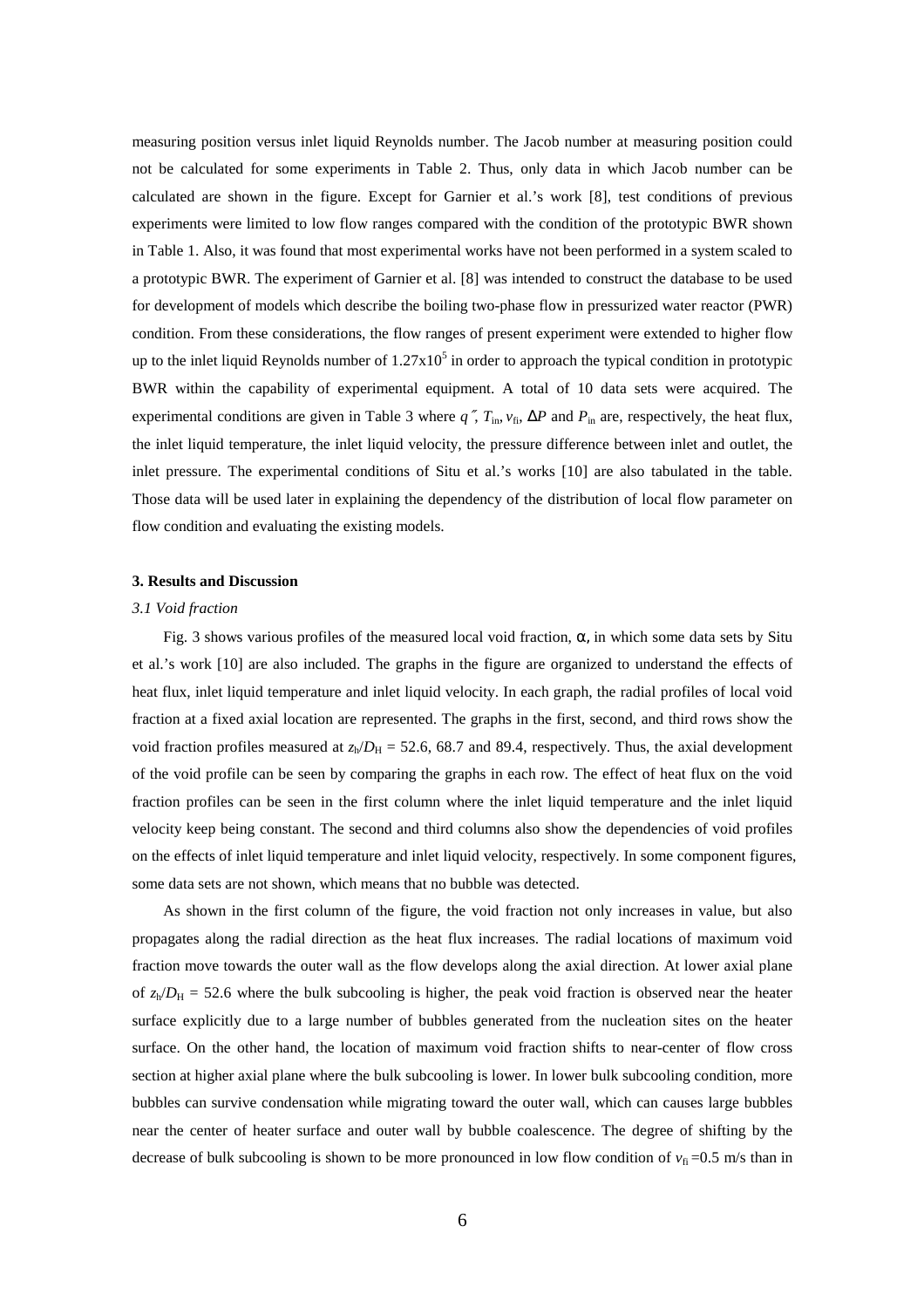measuring position versus inlet liquid Reynolds number. The Jacob number at measuring position could not be calculated for some experiments in Table 2. Thus, only data in which Jacob number can be calculated are shown in the figure. Except for Garnier et al.'s work [8], test conditions of previous experiments were limited to low flow ranges compared with the condition of the prototypic BWR shown in Table 1. Also, it was found that most experimental works have not been performed in a system scaled to a prototypic BWR. The experiment of Garnier et al. [8] was intended to construct the database to be used for development of models which describe the boiling two-phase flow in pressurized water reactor (PWR) condition. From these considerations, the flow ranges of present experiment were extended to higher flow up to the inlet liquid Reynolds number of $1.27\text{x}10^5$ in order to approach the typical condition in prototypic BWR within the capability of experimental equipment. A total of 10 data sets were acquired. The experimental conditions are given in Table 3 where $q''$, $T_{in}$, $v_{fi}$, $\Delta P$ and $P_{in}$ are, respectively, the heat flux, the inlet liquid temperature, the inlet liquid velocity, the pressure difference between inlet and outlet, the inlet pressure. The experimental conditions of Situ et al.'s works [10] are also tabulated in the table. Those data will be used later in explaining the dependency of the distribution of local flow parameter on flow condition and evaluating the existing models.

## 3. Results and Discussion

### *3.1 Void fraction*

Fig. 3 shows various profiles of the measured local void fraction, $\alpha$, in which some data sets by Situ et al.'s work [10] are also included. The graphs in the figure are organized to understand the effects of heat flux, inlet liquid temperature and inlet liquid velocity. In each graph, the radial profiles of local void fraction at a fixed axial location are represented. The graphs in the first, second, and third rows show the void fraction profiles measured at $z_h/D_H$ = 52.6, 68.7 and 89.4, respectively. Thus, the axial development of the void profile can be seen by comparing the graphs in each row. The effect of heat flux on the void fraction profiles can be seen in the first column where the inlet liquid temperature and the inlet liquid velocity keep being constant. The second and third columns also show the dependencies of void profiles on the effects of inlet liquid temperature and inlet liquid velocity, respectively. In some component figures, some data sets are not shown, which means that no bubble was detected.

As shown in the first column of the figure, the void fraction not only increases in value, but also propagates along the radial direction as the heat flux increases. The radial locations of maximum void fraction move towards the outer wall as the flow develops along the axial direction. At lower axial plane of $z_h/D_H$ = 52.6 where the bulk subcooling is higher, the peak void fraction is observed near the heater surface explicitly due to a large number of bubbles generated from the nucleation sites on the heater surface. On the other hand, the location of maximum void fraction shifts to near-center of flow cross section at higher axial plane where the bulk subcooling is lower. In lower bulk subcooling condition, more bubbles can survive condensation while migrating toward the outer wall, which can causes large bubbles near the center of heater surface and outer wall by bubble coalescence. The degree of shifting by the decrease of bulk subcooling is shown to be more pronounced in low flow condition of $v_{fi}$ =0.5 m/s than in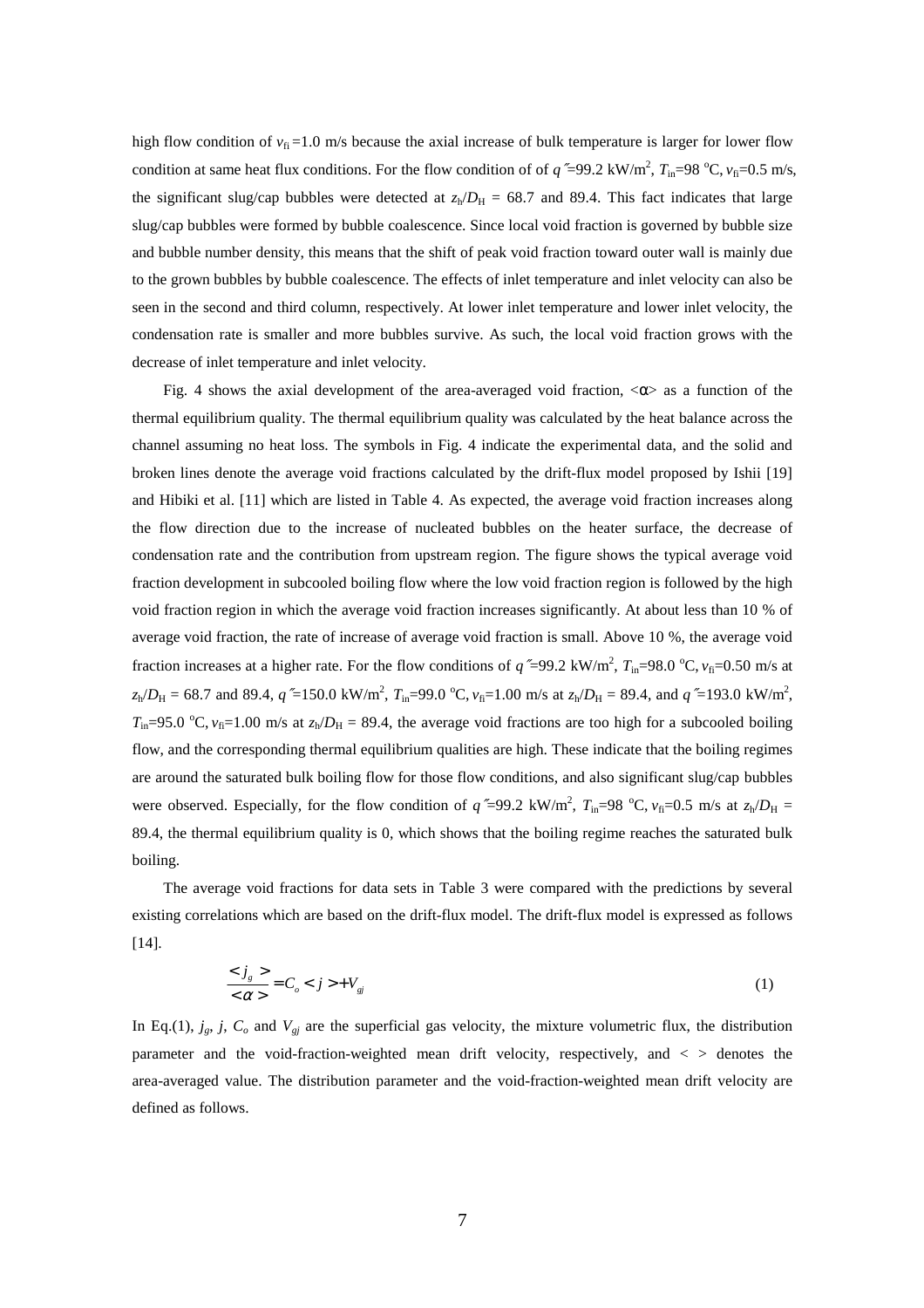high flow condition of $v_{fi}$ =1.0 m/s because the axial increase of bulk temperature is larger for lower flow condition at same heat flux conditions. For the flow condition of of $q''$=99.2 kW/m$^2$, $T_{in}$=98 $^o$C, $v_{fi}$=0.5 m/s, the significant slug/cap bubbles were detected at $z_h/D_H$ = 68.7 and 89.4. This fact indicates that large slug/cap bubbles were formed by bubble coalescence. Since local void fraction is governed by bubble size and bubble number density, this means that the shift of peak void fraction toward outer wall is mainly due to the grown bubbles by bubble coalescence. The effects of inlet temperature and inlet velocity can also be seen in the second and third column, respectively. At lower inlet temperature and lower inlet velocity, the condensation rate is smaller and more bubbles survive. As such, the local void fraction grows with the decrease of inlet temperature and inlet velocity.

Fig. 4 shows the axial development of the area-averaged void fraction, $<\alpha>$ as a function of the thermal equilibrium quality. The thermal equilibrium quality was calculated by the heat balance across the channel assuming no heat loss. The symbols in Fig. 4 indicate the experimental data, and the solid and broken lines denote the average void fractions calculated by the drift-flux model proposed by Ishii [19] and Hibiki et al. [11] which are listed in Table 4. As expected, the average void fraction increases along the flow direction due to the increase of nucleated bubbles on the heater surface, the decrease of condensation rate and the contribution from upstream region. The figure shows the typical average void fraction development in subcooled boiling flow where the low void fraction region is followed by the high void fraction region in which the average void fraction increases significantly. At about less than 10 % of average void fraction, the rate of increase of average void fraction is small. Above 10 %, the average void fraction increases at a higher rate. For the flow conditions of $q''$=99.2 kW/m$^2$, $T_{in}$=98.0 $^o$C, $v_{fi}$=0.50 m/s at $z_h/D_H$ = 68.7 and 89.4, $q''$=150.0 kW/m$^2$, $T_{in}$=99.0 $^o$C, $v_{fi}$=1.00 m/s at $z_h/D_H$ = 89.4, and $q''$=193.0 kW/m$^2$, $T_{in}$=95.0 $^o$C, $v_{fi}$=1.00 m/s at $z_h/D_H$ = 89.4, the average void fractions are too high for a subcooled boiling flow, and the corresponding thermal equilibrium qualities are high. These indicate that the boiling regimes are around the saturated bulk boiling flow for those flow conditions, and also significant slug/cap bubbles were observed. Especially, for the flow condition of $q''$=99.2 kW/m$^2$, $T_{in}$=98 $^o$C, $v_{fi}$=0.5 m/s at $z_h/D_H$ = 89.4, the thermal equilibrium quality is 0, which shows that the boiling regime reaches the saturated bulk boiling.

The average void fractions for data sets in Table 3 were compared with the predictions by several existing correlations which are based on the drift-flux model. The drift-flux model is expressed as follows [14].

$$\frac{<j_g>}{<\alpha>} = C_o <j> + V_{gj} \tag{1}$$

In Eq.(1), $j_g$, $j$, $C_o$ and $V_{gj}$ are the superficial gas velocity, the mixture volumetric flux, the distribution parameter and the void-fraction-weighted mean drift velocity, respectively, and $< >$ denotes the area-averaged value. The distribution parameter and the void-fraction-weighted mean drift velocity are defined as follows.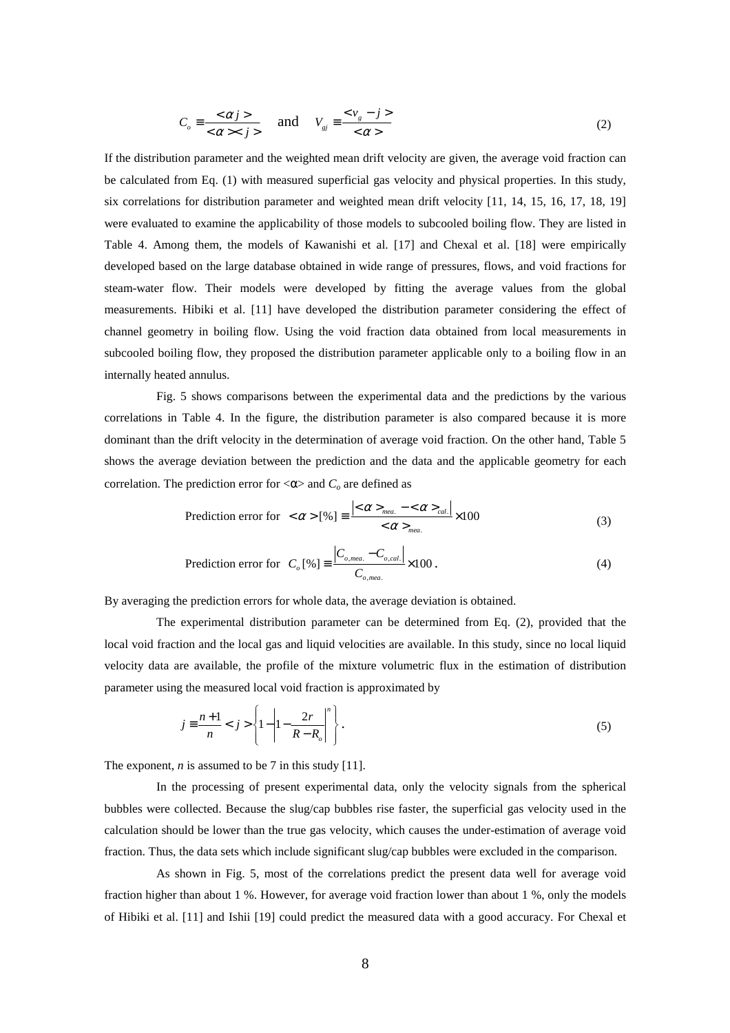$$C_o \equiv \frac{<\alpha j>}{<\alpha><j>} \quad \text{and} \quad V_{gj} \equiv \frac{<v_g - j>}{<\alpha>} \tag{2}$$

If the distribution parameter and the weighted mean drift velocity are given, the average void fraction can be calculated from Eq. (1) with measured superficial gas velocity and physical properties. In this study, six correlations for distribution parameter and weighted mean drift velocity [11, 14, 15, 16, 17, 18, 19] were evaluated to examine the applicability of those models to subcooled boiling flow. They are listed in Table 4. Among them, the models of Kawanishi et al. [17] and Chexal et al. [18] were empirically developed based on the large database obtained in wide range of pressures, flows, and void fractions for steam-water flow. Their models were developed by fitting the average values from the global measurements. Hibiki et al. [11] have developed the distribution parameter considering the effect of channel geometry in boiling flow. Using the void fraction data obtained from local measurements in subcooled boiling flow, they proposed the distribution parameter applicable only to a boiling flow in an internally heated annulus.

Fig. 5 shows comparisons between the experimental data and the predictions by the various correlations in Table 4. In the figure, the distribution parameter is also compared because it is more dominant than the drift velocity in the determination of average void fraction. On the other hand, Table 5 shows the average deviation between the prediction and the data and the applicable geometry for each correlation. The prediction error for $<\alpha>$ and $C_o$ are defined as

$$\text{Prediction error for} \quad <\alpha>[\%] \equiv \frac{\left| <\alpha>_{mea.} - <\alpha>_{cal.} \right|}{<\alpha>_{mea.}} \times 100 \tag{3}$$

$$\text{Prediction error for} \quad C_o[\%] \equiv \frac{\left| C_{o,mea.} - C_{o,cal.} \right|}{C_{o,mea.}} \times 100 \,. \tag{4}$$

By averaging the prediction errors for whole data, the average deviation is obtained.

The experimental distribution parameter can be determined from Eq. (2), provided that the local void fraction and the local gas and liquid velocities are available. In this study, since no local liquid velocity data are available, the profile of the mixture volumetric flux in the estimation of distribution parameter using the measured local void fraction is approximated by

$$j \equiv \frac{n+1}{n} <j> \left\{ 1 - \left| 1 - \frac{2r}{R - R_o} \right|^n \right\}. \tag{5}$$

The exponent, $n$ is assumed to be 7 in this study [11].

In the processing of present experimental data, only the velocity signals from the spherical bubbles were collected. Because the slug/cap bubbles rise faster, the superficial gas velocity used in the calculation should be lower than the true gas velocity, which causes the under-estimation of average void fraction. Thus, the data sets which include significant slug/cap bubbles were excluded in the comparison.

As shown in Fig. 5, most of the correlations predict the present data well for average void fraction higher than about 1 %. However, for average void fraction lower than about 1 %, only the models of Hibiki et al. [11] and Ishii [19] could predict the measured data with a good accuracy. For Chexal et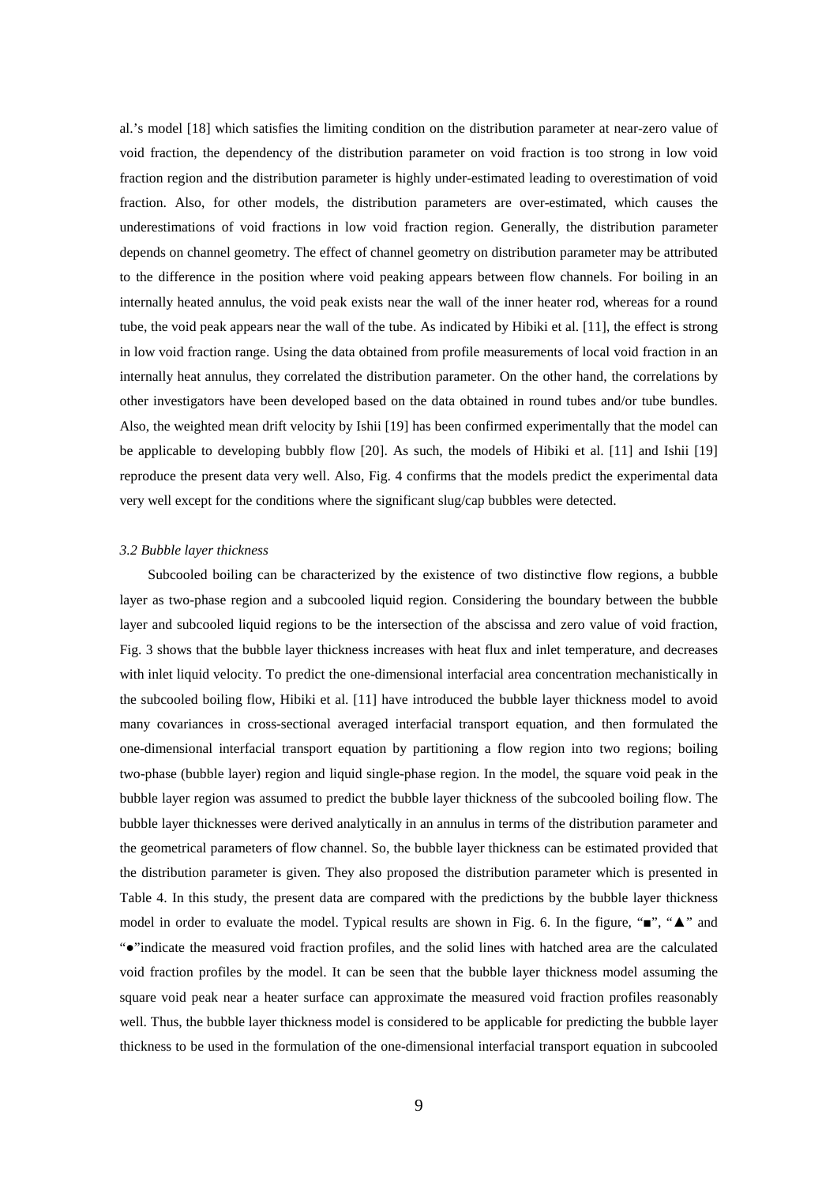al.'s model [18] which satisfies the limiting condition on the distribution parameter at near-zero value of void fraction, the dependency of the distribution parameter on void fraction is too strong in low void fraction region and the distribution parameter is highly under-estimated leading to overestimation of void fraction. Also, for other models, the distribution parameters are over-estimated, which causes the underestimations of void fractions in low void fraction region. Generally, the distribution parameter depends on channel geometry. The effect of channel geometry on distribution parameter may be attributed to the difference in the position where void peaking appears between flow channels. For boiling in an internally heated annulus, the void peak exists near the wall of the inner heater rod, whereas for a round tube, the void peak appears near the wall of the tube. As indicated by Hibiki et al. [11], the effect is strong in low void fraction range. Using the data obtained from profile measurements of local void fraction in an internally heat annulus, they correlated the distribution parameter. On the other hand, the correlations by other investigators have been developed based on the data obtained in round tubes and/or tube bundles. Also, the weighted mean drift velocity by Ishii [19] has been confirmed experimentally that the model can be applicable to developing bubbly flow [20]. As such, the models of Hibiki et al. [11] and Ishii [19] reproduce the present data very well. Also, Fig. 4 confirms that the models predict the experimental data very well except for the conditions where the significant slug/cap bubbles were detected.

### *3.2 Bubble layer thickness*

Subcooled boiling can be characterized by the existence of two distinctive flow regions, a bubble layer as two-phase region and a subcooled liquid region. Considering the boundary between the bubble layer and subcooled liquid regions to be the intersection of the abscissa and zero value of void fraction, Fig. 3 shows that the bubble layer thickness increases with heat flux and inlet temperature, and decreases with inlet liquid velocity. To predict the one-dimensional interfacial area concentration mechanistically in the subcooled boiling flow, Hibiki et al. [11] have introduced the bubble layer thickness model to avoid many covariances in cross-sectional averaged interfacial transport equation, and then formulated the one-dimensional interfacial transport equation by partitioning a flow region into two regions; boiling two-phase (bubble layer) region and liquid single-phase region. In the model, the square void peak in the bubble layer region was assumed to predict the bubble layer thickness of the subcooled boiling flow. The bubble layer thicknesses were derived analytically in an annulus in terms of the distribution parameter and the geometrical parameters of flow channel. So, the bubble layer thickness can be estimated provided that the distribution parameter is given. They also proposed the distribution parameter which is presented in Table 4. In this study, the present data are compared with the predictions by the bubble layer thickness model in order to evaluate the model. Typical results are shown in Fig. 6. In the figure, "■", "▲" and "●"indicate the measured void fraction profiles, and the solid lines with hatched area are the calculated void fraction profiles by the model. It can be seen that the bubble layer thickness model assuming the square void peak near a heater surface can approximate the measured void fraction profiles reasonably well. Thus, the bubble layer thickness model is considered to be applicable for predicting the bubble layer thickness to be used in the formulation of the one-dimensional interfacial transport equation in subcooled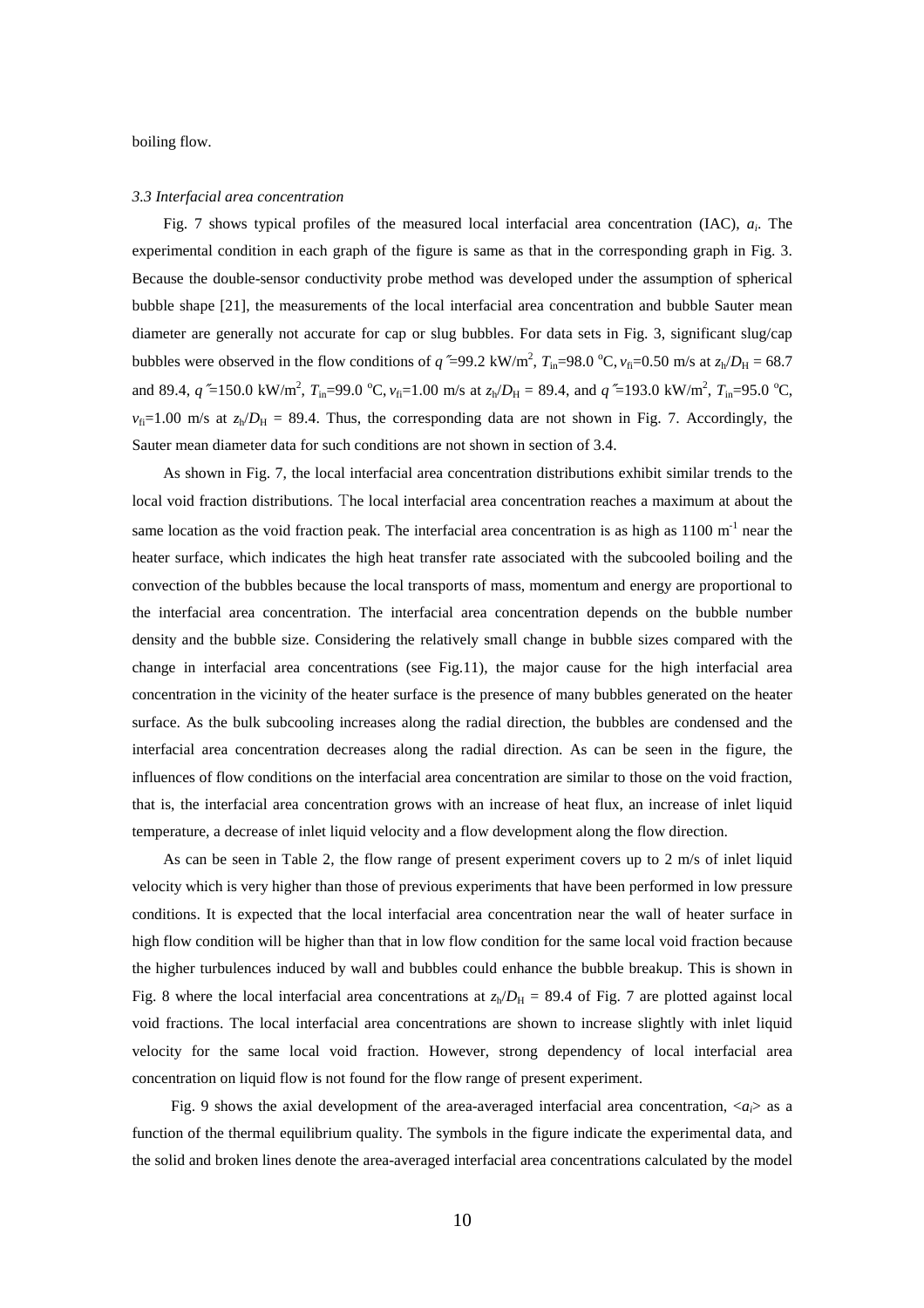boiling flow.

### *3.3 Interfacial area concentration*

Fig. 7 shows typical profiles of the measured local interfacial area concentration (IAC), $a_i$. The experimental condition in each graph of the figure is same as that in the corresponding graph in Fig. 3. Because the double-sensor conductivity probe method was developed under the assumption of spherical bubble shape [21], the measurements of the local interfacial area concentration and bubble Sauter mean diameter are generally not accurate for cap or slug bubbles. For data sets in Fig. 3, significant slug/cap bubbles were observed in the flow conditions of $q''$=99.2 kW/m$^2$, $T_{in}$=98.0 $^o$C, $v_{fi}$=0.50 m/s at $z_h/D_H$ = 68.7 and 89.4, $q''$=150.0 kW/m$^2$, $T_{in}$=99.0 $^o$C, $v_{fi}$=1.00 m/s at $z_h/D_H$ = 89.4, and $q''$=193.0 kW/m$^2$, $T_{in}$=95.0 $^o$C, $v_{fi}$=1.00 m/s at $z_h/D_H$ = 89.4. Thus, the corresponding data are not shown in Fig. 7. Accordingly, the Sauter mean diameter data for such conditions are not shown in section of 3.4.

As shown in Fig. 7, the local interfacial area concentration distributions exhibit similar trends to the local void fraction distributions. The local interfacial area concentration reaches a maximum at about the same location as the void fraction peak. The interfacial area concentration is as high as 1100 m$^{-1}$ near the heater surface, which indicates the high heat transfer rate associated with the subcooled boiling and the convection of the bubbles because the local transports of mass, momentum and energy are proportional to the interfacial area concentration. The interfacial area concentration depends on the bubble number density and the bubble size. Considering the relatively small change in bubble sizes compared with the change in interfacial area concentrations (see Fig.11), the major cause for the high interfacial area concentration in the vicinity of the heater surface is the presence of many bubbles generated on the heater surface. As the bulk subcooling increases along the radial direction, the bubbles are condensed and the interfacial area concentration decreases along the radial direction. As can be seen in the figure, the influences of flow conditions on the interfacial area concentration are similar to those on the void fraction, that is, the interfacial area concentration grows with an increase of heat flux, an increase of inlet liquid temperature, a decrease of inlet liquid velocity and a flow development along the flow direction.

As can be seen in Table 2, the flow range of present experiment covers up to 2 m/s of inlet liquid velocity which is very higher than those of previous experiments that have been performed in low pressure conditions. It is expected that the local interfacial area concentration near the wall of heater surface in high flow condition will be higher than that in low flow condition for the same local void fraction because the higher turbulences induced by wall and bubbles could enhance the bubble breakup. This is shown in Fig. 8 where the local interfacial area concentrations at $z_h/D_H$ = 89.4 of Fig. 7 are plotted against local void fractions. The local interfacial area concentrations are shown to increase slightly with inlet liquid velocity for the same local void fraction. However, strong dependency of local interfacial area concentration on liquid flow is not found for the flow range of present experiment.

Fig. 9 shows the axial development of the area-averaged interfacial area concentration, $\langle a_i \rangle$ as a function of the thermal equilibrium quality. The symbols in the figure indicate the experimental data, and the solid and broken lines denote the area-averaged interfacial area concentrations calculated by the model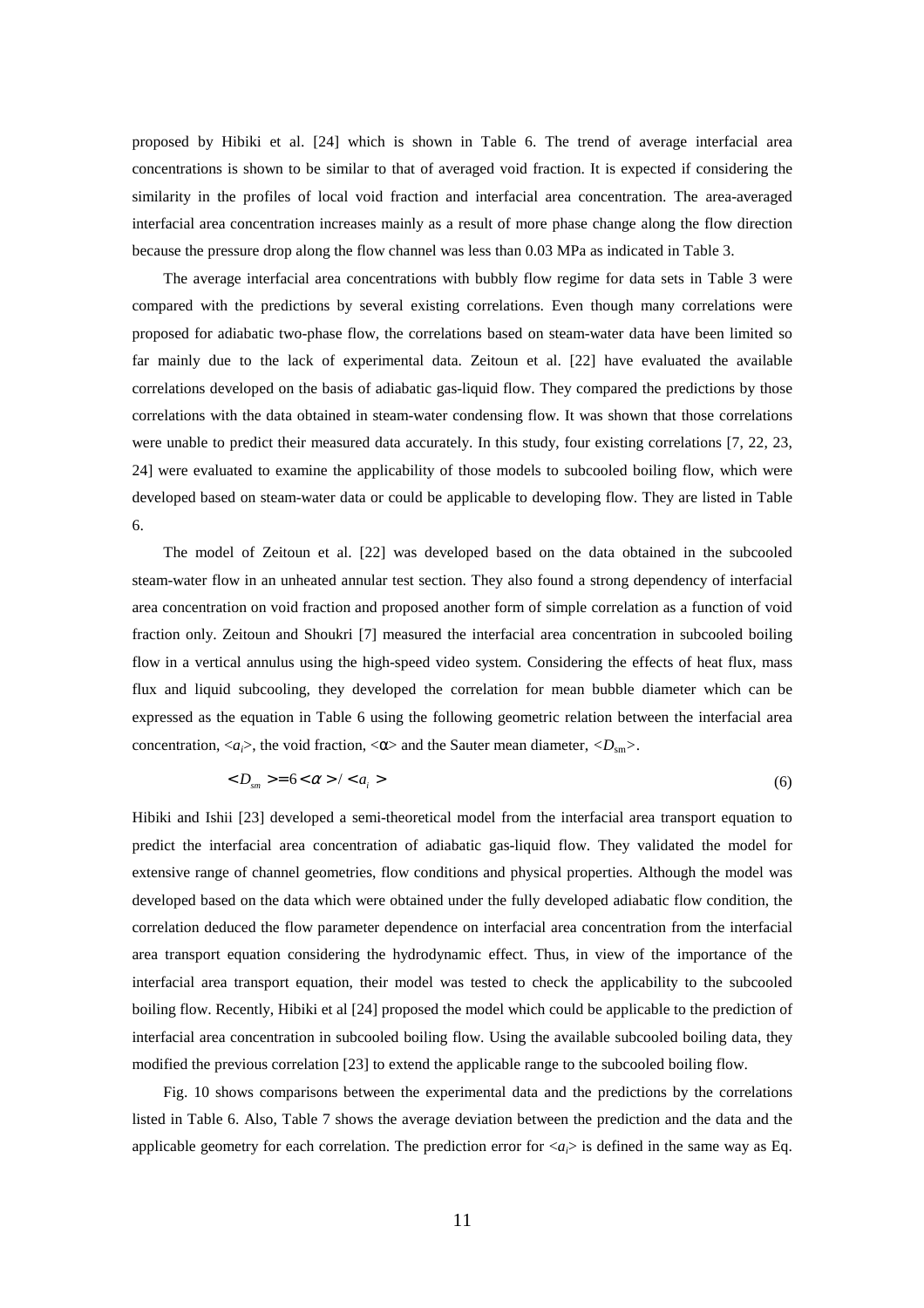proposed by Hibiki et al. [24] which is shown in Table 6. The trend of average interfacial area concentrations is shown to be similar to that of averaged void fraction. It is expected if considering the similarity in the profiles of local void fraction and interfacial area concentration. The area-averaged interfacial area concentration increases mainly as a result of more phase change along the flow direction because the pressure drop along the flow channel was less than 0.03 MPa as indicated in Table 3.

The average interfacial area concentrations with bubbly flow regime for data sets in Table 3 were compared with the predictions by several existing correlations. Even though many correlations were proposed for adiabatic two-phase flow, the correlations based on steam-water data have been limited so far mainly due to the lack of experimental data. Zeitoun et al. [22] have evaluated the available correlations developed on the basis of adiabatic gas-liquid flow. They compared the predictions by those correlations with the data obtained in steam-water condensing flow. It was shown that those correlations were unable to predict their measured data accurately. In this study, four existing correlations [7, 22, 23, 24] were evaluated to examine the applicability of those models to subcooled boiling flow, which were developed based on steam-water data or could be applicable to developing flow. They are listed in Table 6.

The model of Zeitoun et al. [22] was developed based on the data obtained in the subcooled steam-water flow in an unheated annular test section. They also found a strong dependency of interfacial area concentration on void fraction and proposed another form of simple correlation as a function of void fraction only. Zeitoun and Shoukri [7] measured the interfacial area concentration in subcooled boiling flow in a vertical annulus using the high-speed video system. Considering the effects of heat flux, mass flux and liquid subcooling, they developed the correlation for mean bubble diameter which can be expressed as the equation in Table 6 using the following geometric relation between the interfacial area concentration, $<a_i>$, the void fraction, $<\alpha>$ and the Sauter mean diameter, $<D_{sm}>$.

$$<D_{sm}> = 6 <\alpha> / <a_i> \tag{6}$$

Hibiki and Ishii [23] developed a semi-theoretical model from the interfacial area transport equation to predict the interfacial area concentration of adiabatic gas-liquid flow. They validated the model for extensive range of channel geometries, flow conditions and physical properties. Although the model was developed based on the data which were obtained under the fully developed adiabatic flow condition, the correlation deduced the flow parameter dependence on interfacial area concentration from the interfacial area transport equation considering the hydrodynamic effect. Thus, in view of the importance of the interfacial area transport equation, their model was tested to check the applicability to the subcooled boiling flow. Recently, Hibiki et al [24] proposed the model which could be applicable to the prediction of interfacial area concentration in subcooled boiling flow. Using the available subcooled boiling data, they modified the previous correlation [23] to extend the applicable range to the subcooled boiling flow.

Fig. 10 shows comparisons between the experimental data and the predictions by the correlations listed in Table 6. Also, Table 7 shows the average deviation between the prediction and the data and the applicable geometry for each correlation. The prediction error for $<a_i>$ is defined in the same way as Eq.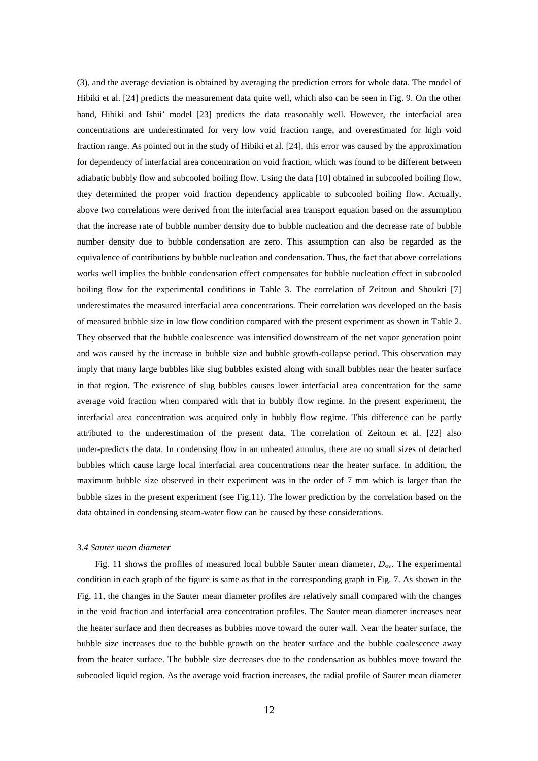(3), and the average deviation is obtained by averaging the prediction errors for whole data. The model of Hibiki et al. [24] predicts the measurement data quite well, which also can be seen in Fig. 9. On the other hand, Hibiki and Ishii' model [23] predicts the data reasonably well. However, the interfacial area concentrations are underestimated for very low void fraction range, and overestimated for high void fraction range. As pointed out in the study of Hibiki et al. [24], this error was caused by the approximation for dependency of interfacial area concentration on void fraction, which was found to be different between adiabatic bubbly flow and subcooled boiling flow. Using the data [10] obtained in subcooled boiling flow, they determined the proper void fraction dependency applicable to subcooled boiling flow. Actually, above two correlations were derived from the interfacial area transport equation based on the assumption that the increase rate of bubble number density due to bubble nucleation and the decrease rate of bubble number density due to bubble condensation are zero. This assumption can also be regarded as the equivalence of contributions by bubble nucleation and condensation. Thus, the fact that above correlations works well implies the bubble condensation effect compensates for bubble nucleation effect in subcooled boiling flow for the experimental conditions in Table 3. The correlation of Zeitoun and Shoukri [7] underestimates the measured interfacial area concentrations. Their correlation was developed on the basis of measured bubble size in low flow condition compared with the present experiment as shown in Table 2. They observed that the bubble coalescence was intensified downstream of the net vapor generation point and was caused by the increase in bubble size and bubble growth-collapse period. This observation may imply that many large bubbles like slug bubbles existed along with small bubbles near the heater surface in that region. The existence of slug bubbles causes lower interfacial area concentration for the same average void fraction when compared with that in bubbly flow regime. In the present experiment, the interfacial area concentration was acquired only in bubbly flow regime. This difference can be partly attributed to the underestimation of the present data. The correlation of Zeitoun et al. [22] also under-predicts the data. In condensing flow in an unheated annulus, there are no small sizes of detached bubbles which cause large local interfacial area concentrations near the heater surface. In addition, the maximum bubble size observed in their experiment was in the order of 7 mm which is larger than the bubble sizes in the present experiment (see Fig.11). The lower prediction by the correlation based on the data obtained in condensing steam-water flow can be caused by these considerations.

### *3.4 Sauter mean diameter*

Fig. 11 shows the profiles of measured local bubble Sauter mean diameter, $D_{sm}$. The experimental condition in each graph of the figure is same as that in the corresponding graph in Fig. 7. As shown in the Fig. 11, the changes in the Sauter mean diameter profiles are relatively small compared with the changes in the void fraction and interfacial area concentration profiles. The Sauter mean diameter increases near the heater surface and then decreases as bubbles move toward the outer wall. Near the heater surface, the bubble size increases due to the bubble growth on the heater surface and the bubble coalescence away from the heater surface. The bubble size decreases due to the condensation as bubbles move toward the subcooled liquid region. As the average void fraction increases, the radial profile of Sauter mean diameter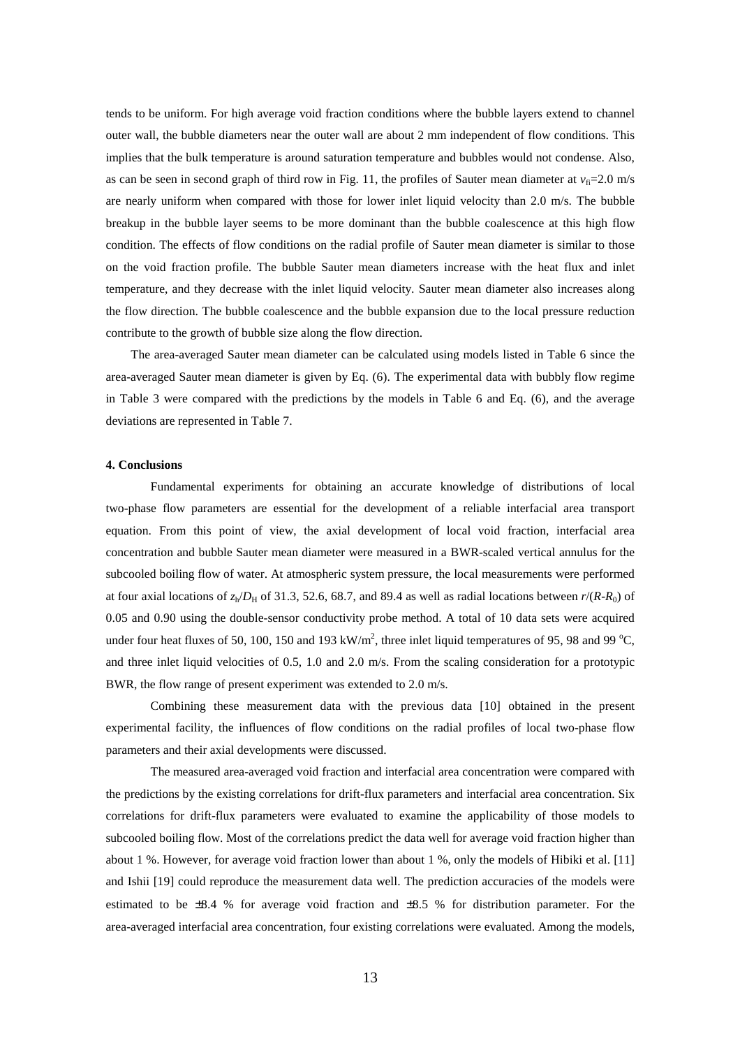tends to be uniform. For high average void fraction conditions where the bubble layers extend to channel outer wall, the bubble diameters near the outer wall are about 2 mm independent of flow conditions. This implies that the bulk temperature is around saturation temperature and bubbles would not condense. Also, as can be seen in second graph of third row in Fig. 11, the profiles of Sauter mean diameter at $v_{fi}$=2.0 m/s are nearly uniform when compared with those for lower inlet liquid velocity than 2.0 m/s. The bubble breakup in the bubble layer seems to be more dominant than the bubble coalescence at this high flow condition. The effects of flow conditions on the radial profile of Sauter mean diameter is similar to those on the void fraction profile. The bubble Sauter mean diameters increase with the heat flux and inlet temperature, and they decrease with the inlet liquid velocity. Sauter mean diameter also increases along the flow direction. The bubble coalescence and the bubble expansion due to the local pressure reduction contribute to the growth of bubble size along the flow direction.

The area-averaged Sauter mean diameter can be calculated using models listed in Table 6 since the area-averaged Sauter mean diameter is given by Eq. (6). The experimental data with bubbly flow regime in Table 3 were compared with the predictions by the models in Table 6 and Eq. (6), and the average deviations are represented in Table 7.

## 4. Conclusions

Fundamental experiments for obtaining an accurate knowledge of distributions of local two-phase flow parameters are essential for the development of a reliable interfacial area transport equation. From this point of view, the axial development of local void fraction, interfacial area concentration and bubble Sauter mean diameter were measured in a BWR-scaled vertical annulus for the subcooled boiling flow of water. At atmospheric system pressure, the local measurements were performed at four axial locations of $z_h/D_H$ of 31.3, 52.6, 68.7, and 89.4 as well as radial locations between $r/(R-R_0)$ of 0.05 and 0.90 using the double-sensor conductivity probe method. A total of 10 data sets were acquired under four heat fluxes of 50, 100, 150 and 193 kW/m$^2$, three inlet liquid temperatures of 95, 98 and 99 $^{\circ}$C, and three inlet liquid velocities of 0.5, 1.0 and 2.0 m/s. From the scaling consideration for a prototypic BWR, the flow range of present experiment was extended to 2.0 m/s.

Combining these measurement data with the previous data [10] obtained in the present experimental facility, the influences of flow conditions on the radial profiles of local two-phase flow parameters and their axial developments were discussed.

The measured area-averaged void fraction and interfacial area concentration were compared with the predictions by the existing correlations for drift-flux parameters and interfacial area concentration. Six correlations for drift-flux parameters were evaluated to examine the applicability of those models to subcooled boiling flow. Most of the correlations predict the data well for average void fraction higher than about 1 %. However, for average void fraction lower than about 1 %, only the models of Hibiki et al. [11] and Ishii [19] could reproduce the measurement data well. The prediction accuracies of the models were estimated to be ±8.4 % for average void fraction and ±8.5 % for distribution parameter. For the area-averaged interfacial area concentration, four existing correlations were evaluated. Among the models,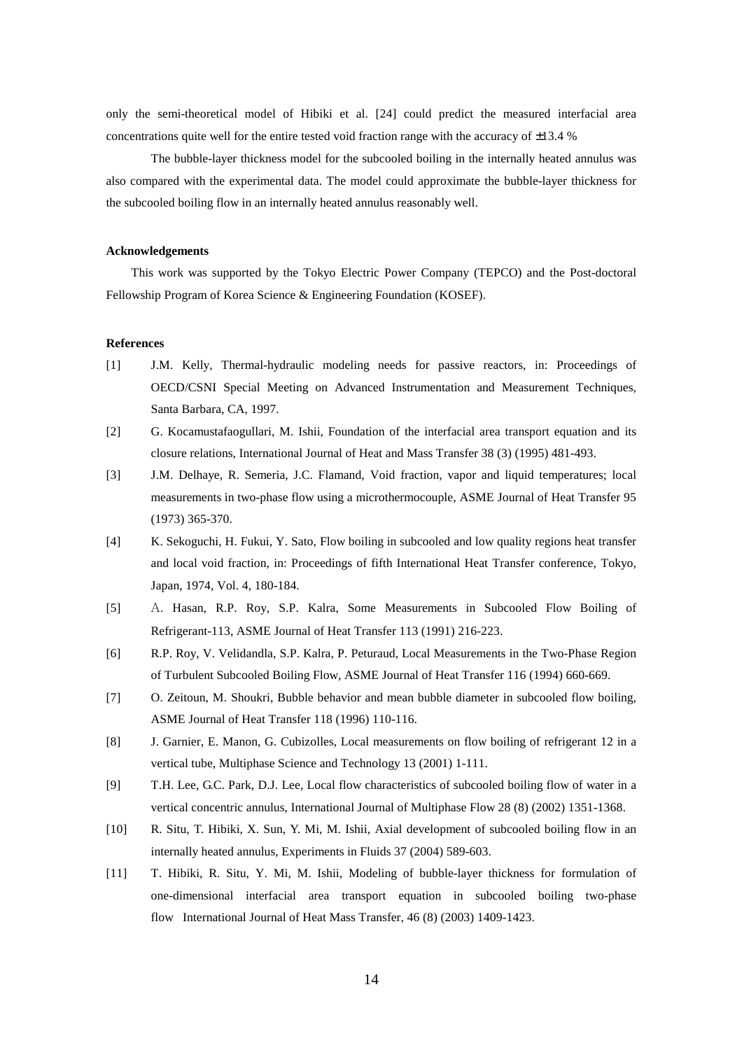only the semi-theoretical model of Hibiki et al. [24] could predict the measured interfacial area concentrations quite well for the entire tested void fraction range with the accuracy of ±13.4 %

The bubble-layer thickness model for the subcooled boiling in the internally heated annulus was also compared with the experimental data. The model could approximate the bubble-layer thickness for the subcooled boiling flow in an internally heated annulus reasonably well.

**Acknowledgements**

This work was supported by the Tokyo Electric Power Company (TEPCO) and the Post-doctoral Fellowship Program of Korea Science & Engineering Foundation (KOSEF).

**References**

[1] J.M. Kelly, Thermal-hydraulic modeling needs for passive reactors, in: Proceedings of OECD/CSNI Special Meeting on Advanced Instrumentation and Measurement Techniques, Santa Barbara, CA, 1997.

[2] G. Kocamustafaogullari, M. Ishii, Foundation of the interfacial area transport equation and its closure relations, International Journal of Heat and Mass Transfer 38 (3) (1995) 481-493.

[3] J.M. Delhaye, R. Semeria, J.C. Flamand, Void fraction, vapor and liquid temperatures; local measurements in two-phase flow using a microthermocouple, ASME Journal of Heat Transfer 95 (1973) 365-370.

[4] K. Sekoguchi, H. Fukui, Y. Sato, Flow boiling in subcooled and low quality regions heat transfer and local void fraction, in: Proceedings of fifth International Heat Transfer conference, Tokyo, Japan, 1974, Vol. 4, 180-184.

[5] A. Hasan, R.P. Roy, S.P. Kalra, Some Measurements in Subcooled Flow Boiling of Refrigerant-113, ASME Journal of Heat Transfer 113 (1991) 216-223.

[6] R.P. Roy, V. Velidandla, S.P. Kalra, P. Peturaud, Local Measurements in the Two-Phase Region of Turbulent Subcooled Boiling Flow, ASME Journal of Heat Transfer 116 (1994) 660-669.

[7] O. Zeitoun, M. Shoukri, Bubble behavior and mean bubble diameter in subcooled flow boiling, ASME Journal of Heat Transfer 118 (1996) 110-116.

[8] J. Garnier, E. Manon, G. Cubizolles, Local measurements on flow boiling of refrigerant 12 in a vertical tube, Multiphase Science and Technology 13 (2001) 1-111.

[9] T.H. Lee, G.C. Park, D.J. Lee, Local flow characteristics of subcooled boiling flow of water in a vertical concentric annulus, International Journal of Multiphase Flow 28 (8) (2002) 1351-1368.

[10] R. Situ, T. Hibiki, X. Sun, Y. Mi, M. Ishii, Axial development of subcooled boiling flow in an internally heated annulus, Experiments in Fluids 37 (2004) 589-603.

[11] T. Hibiki, R. Situ, Y. Mi, M. Ishii, Modeling of bubble-layer thickness for formulation of one-dimensional interfacial area transport equation in subcooled boiling two-phase flow International Journal of Heat Mass Transfer, 46 (8) (2003) 1409-1423.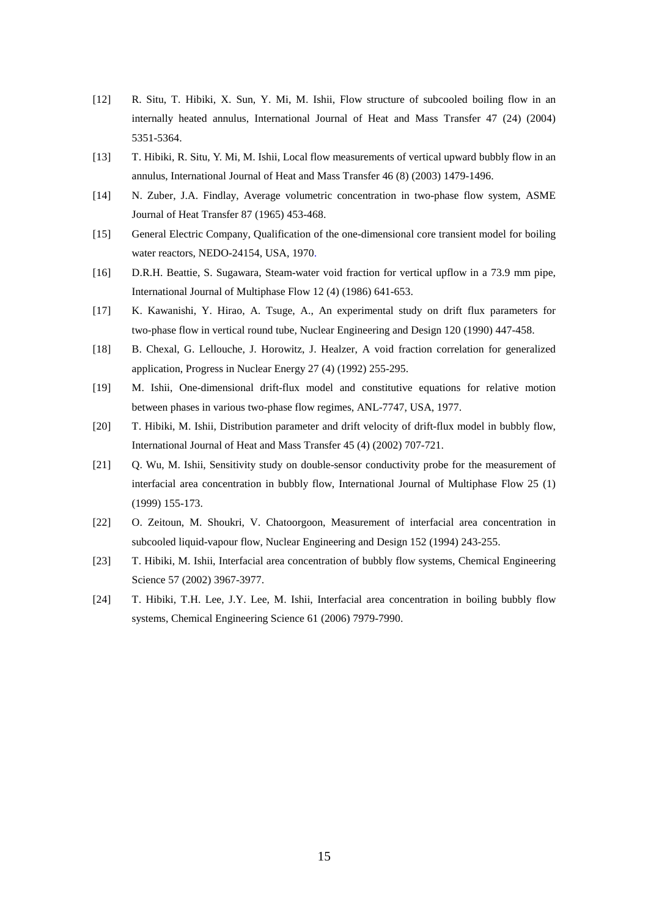[12] R. Situ, T. Hibiki, X. Sun, Y. Mi, M. Ishii, Flow structure of subcooled boiling flow in an internally heated annulus, International Journal of Heat and Mass Transfer 47 (24) (2004) 5351-5364.

[13] T. Hibiki, R. Situ, Y. Mi, M. Ishii, Local flow measurements of vertical upward bubbly flow in an annulus, International Journal of Heat and Mass Transfer 46 (8) (2003) 1479-1496.

[14] N. Zuber, J.A. Findlay, Average volumetric concentration in two-phase flow system, ASME Journal of Heat Transfer 87 (1965) 453-468.

[15] General Electric Company, Qualification of the one-dimensional core transient model for boiling water reactors, NEDO-24154, USA, 1970.

[16] D.R.H. Beattie, S. Sugawara, Steam-water void fraction for vertical upflow in a 73.9 mm pipe, International Journal of Multiphase Flow 12 (4) (1986) 641-653.

[17] K. Kawanishi, Y. Hirao, A. Tsuge, A., An experimental study on drift flux parameters for two-phase flow in vertical round tube, Nuclear Engineering and Design 120 (1990) 447-458.

[18] B. Chexal, G. Lellouche, J. Horowitz, J. Healzer, A void fraction correlation for generalized application, Progress in Nuclear Energy 27 (4) (1992) 255-295.

[19] M. Ishii, One-dimensional drift-flux model and constitutive equations for relative motion between phases in various two-phase flow regimes, ANL-7747, USA, 1977.

[20] T. Hibiki, M. Ishii, Distribution parameter and drift velocity of drift-flux model in bubbly flow, International Journal of Heat and Mass Transfer 45 (4) (2002) 707-721.

[21] Q. Wu, M. Ishii, Sensitivity study on double-sensor conductivity probe for the measurement of interfacial area concentration in bubbly flow, International Journal of Multiphase Flow 25 (1) (1999) 155-173.

[22] O. Zeitoun, M. Shoukri, V. Chatoorgoon, Measurement of interfacial area concentration in subcooled liquid-vapour flow, Nuclear Engineering and Design 152 (1994) 243-255.

[23] T. Hibiki, M. Ishii, Interfacial area concentration of bubbly flow systems, Chemical Engineering Science 57 (2002) 3967-3977.

[24] T. Hibiki, T.H. Lee, J.Y. Lee, M. Ishii, Interfacial area concentration in boiling bubbly flow systems, Chemical Engineering Science 61 (2006) 7979-7990.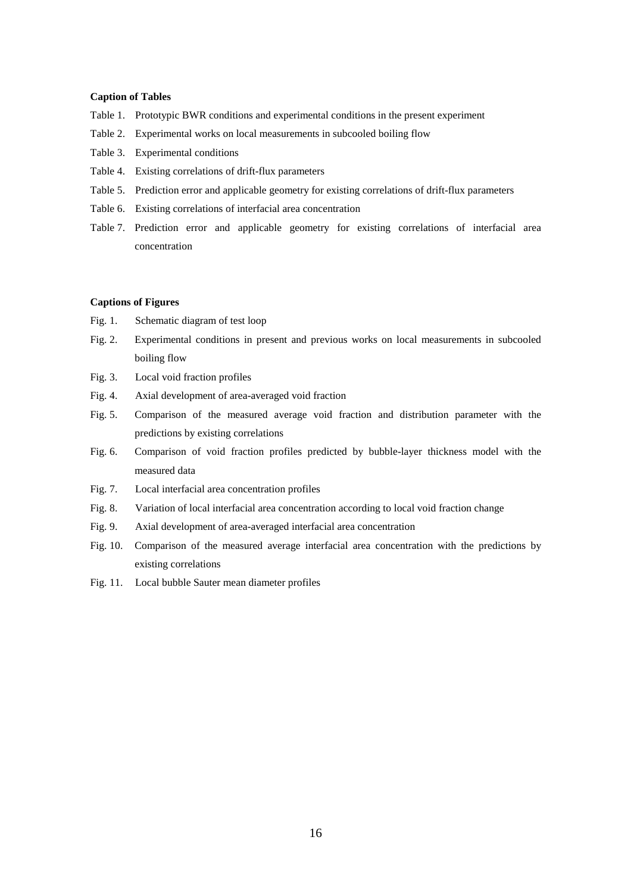**Caption of Tables**

Table 1. Prototypic BWR conditions and experimental conditions in the present experiment

Table 2. Experimental works on local measurements in subcooled boiling flow

Table 3. Experimental conditions

Table 4. Existing correlations of drift-flux parameters

Table 5. Prediction error and applicable geometry for existing correlations of drift-flux parameters

Table 6. Existing correlations of interfacial area concentration

Table 7. Prediction error and applicable geometry for existing correlations of interfacial area concentration

**Captions of Figures**

Fig. 1. Schematic diagram of test loop

Fig. 2. Experimental conditions in present and previous works on local measurements in subcooled boiling flow

Fig. 3. Local void fraction profiles

Fig. 4. Axial development of area-averaged void fraction

Fig. 5. Comparison of the measured average void fraction and distribution parameter with the predictions by existing correlations

Fig. 6. Comparison of void fraction profiles predicted by bubble-layer thickness model with the measured data

Fig. 7. Local interfacial area concentration profiles

Fig. 8. Variation of local interfacial area concentration according to local void fraction change

Fig. 9. Axial development of area-averaged interfacial area concentration

Fig. 10. Comparison of the measured average interfacial area concentration with the predictions by existing correlations

Fig. 11. Local bubble Sauter mean diameter profiles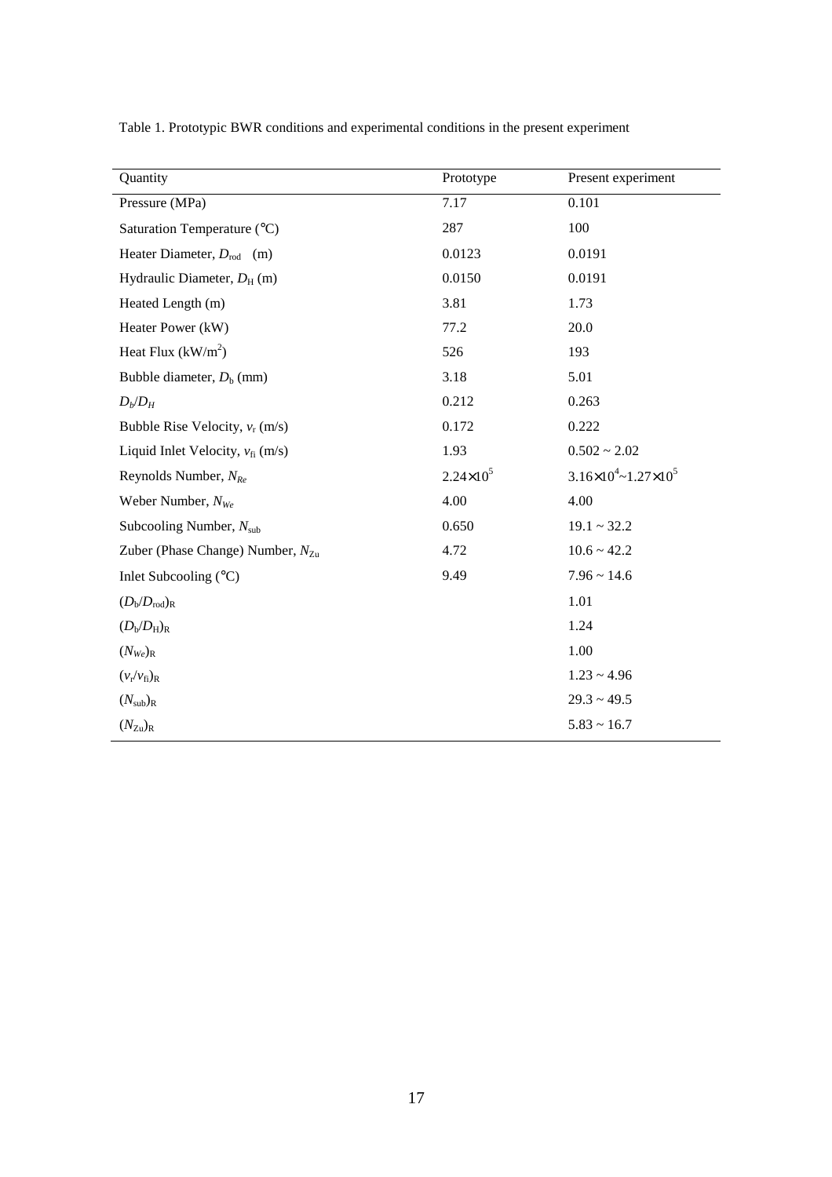Table 1. Prototypic BWR conditions and experimental conditions in the present experiment

| Quantity | Prototype | Present experiment |
|---|---|---|
| Pressure (MPa) | 7.17 | 0.101 |
| Saturation Temperature (°C) | 287 | 100 |
| Heater Diameter, $D_{\text{rod}}$ (m) | 0.0123 | 0.0191 |
| Hydraulic Diameter, $D_{\text{H}}$ (m) | 0.0150 | 0.0191 |
| Heated Length (m) | 3.81 | 1.73 |
| Heater Power (kW) | 77.2 | 20.0 |
| Heat Flux ($\text{kW/m}^2$) | 526 | 193 |
| Bubble diameter, $D_{\text{b}}$ (mm) | 3.18 | 5.01 |
| $D_b/D_H$ | 0.212 | 0.263 |
| Bubble Rise Velocity, $v_{\text{r}}$ (m/s) | 0.172 | 0.222 |
| Liquid Inlet Velocity, $v_{\text{fi}}$ (m/s) | 1.93 | 0.502 ~ 2.02 |
| Reynolds Number, $N_{Re}$ | $2.24\times10^5$ | $3.16\times10^4$~$1.27\times10^5$ |
| Weber Number, $N_{We}$ | 4.00 | 4.00 |
| Subcooling Number, $N_{\text{sub}}$ | 0.650 | 19.1 ~ 32.2 |
| Zuber (Phase Change) Number, $N_{\text{Zu}}$ | 4.72 | 10.6 ~ 42.2 |
| Inlet Subcooling (°C) | 9.49 | 7.96 ~ 14.6 |
| $(D_{\text{b}}/D_{\text{rod}})_{\text{R}}$ | | 1.01 |
| $(D_{\text{b}}/D_{\text{H}})_{\text{R}}$ | | 1.24 |
| $(N_{We})_{\text{R}}$ | | 1.00 |
| $(v_{\text{r}}/v_{\text{fi}})_{\text{R}}$ | | 1.23 ~ 4.96 |
| $(N_{\text{sub}})_{\text{R}}$ | | 29.3 ~ 49.5 |
| $(N_{\text{Zu}})_{\text{R}}$ | | 5.83 ~ 16.7 |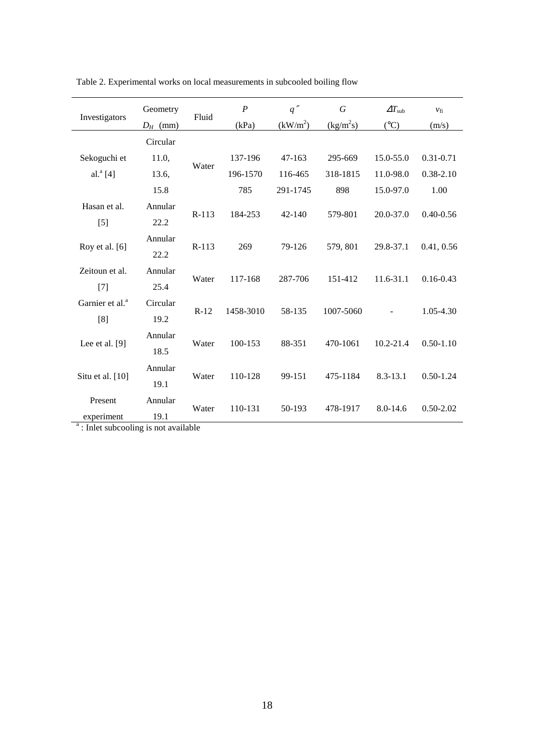Table 2. Experimental works on local measurements in subcooled boiling flow

| Investigators | Geometry $D_H$ (mm) | Fluid | $P$ (kPa) | $q''$ (kW/m$^2$) | $G$ (kg/m$^2$s) | $\Delta T_{sub}$ (°C) | $v_{fi}$ (m/s) |
|---|---|---|---|---|---|---|---|
| Sekoguchi et al.[a] [4] | Circular 11.0, | Water | 137-196 | 47-163 | 295-669 | 15.0-55.0 | 0.31-0.71 |
| | 13.6, | | 196-1570 | 116-465 | 318-1815 | 11.0-98.0 | 0.38-2.10 |
| | 15.8 | | 785 | 291-1745 | 898 | 15.0-97.0 | 1.00 |
| Hasan et al. [5] | Annular 22.2 | R-113 | 184-253 | 42-140 | 579-801 | 20.0-37.0 | 0.40-0.56 |
| Roy et al. [6] | Annular 22.2 | R-113 | 269 | 79-126 | 579, 801 | 29.8-37.1 | 0.41, 0.56 |
| Zeitoun et al. [7] | Annular 25.4 | Water | 117-168 | 287-706 | 151-412 | 11.6-31.1 | 0.16-0.43 |
| Garnier et al.[a] [8] | Circular 19.2 | R-12 | 1458-3010 | 58-135 | 1007-5060 | - | 1.05-4.30 |
| Lee et al. [9] | Annular 18.5 | Water | 100-153 | 88-351 | 470-1061 | 10.2-21.4 | 0.50-1.10 |
| Situ et al. [10] | Annular 19.1 | Water | 110-128 | 99-151 | 475-1184 | 8.3-13.1 | 0.50-1.24 |
| Present experiment | Annular 19.1 | Water | 110-131 | 50-193 | 478-1917 | 8.0-14.6 | 0.50-2.02 |

[a] : Inlet subcooling is not available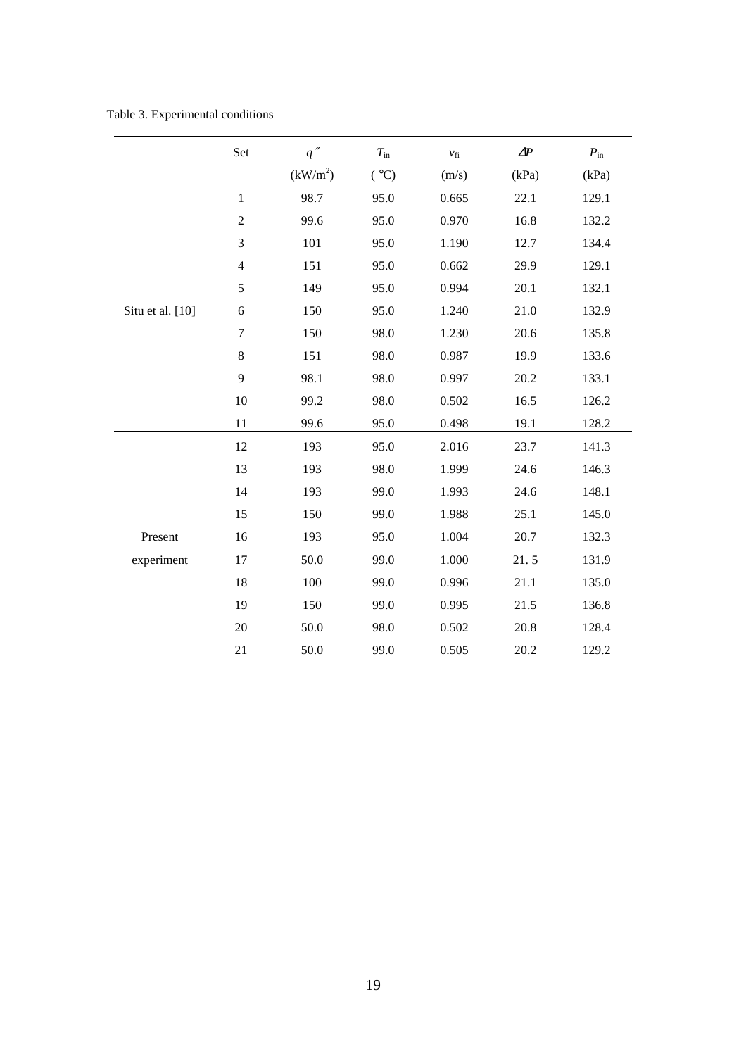Table 3. Experimental conditions

| | Set | $q''$ (kW/m$^2$) | $T_{in}$ (°C) | $v_{fi}$ (m/s) | $\Delta P$ (kPa) | $P_{in}$ (kPa) |
|---|---|---|---|---|---|---|
| Situ et al. [10] | 1 | 98.7 | 95.0 | 0.665 | 22.1 | 129.1 |
| | 2 | 99.6 | 95.0 | 0.970 | 16.8 | 132.2 |
| | 3 | 101 | 95.0 | 1.190 | 12.7 | 134.4 |
| | 4 | 151 | 95.0 | 0.662 | 29.9 | 129.1 |
| | 5 | 149 | 95.0 | 0.994 | 20.1 | 132.1 |
| | 6 | 150 | 95.0 | 1.240 | 21.0 | 132.9 |
| | 7 | 150 | 98.0 | 1.230 | 20.6 | 135.8 |
| | 8 | 151 | 98.0 | 0.987 | 19.9 | 133.6 |
| | 9 | 98.1 | 98.0 | 0.997 | 20.2 | 133.1 |
| | 10 | 99.2 | 98.0 | 0.502 | 16.5 | 126.2 |
| | 11 | 99.6 | 95.0 | 0.498 | 19.1 | 128.2 |
| Present experiment | 12 | 193 | 95.0 | 2.016 | 23.7 | 141.3 |
| | 13 | 193 | 98.0 | 1.999 | 24.6 | 146.3 |
| | 14 | 193 | 99.0 | 1.993 | 24.6 | 148.1 |
| | 15 | 150 | 99.0 | 1.988 | 25.1 | 145.0 |
| | 16 | 193 | 95.0 | 1.004 | 20.7 | 132.3 |
| | 17 | 50.0 | 99.0 | 1.000 | 21. 5 | 131.9 |
| | 18 | 100 | 99.0 | 0.996 | 21.1 | 135.0 |
| | 19 | 150 | 99.0 | 0.995 | 21.5 | 136.8 |
| | 20 | 50.0 | 98.0 | 0.502 | 20.8 | 128.4 |
| | 21 | 50.0 | 99.0 | 0.505 | 20.2 | 129.2 |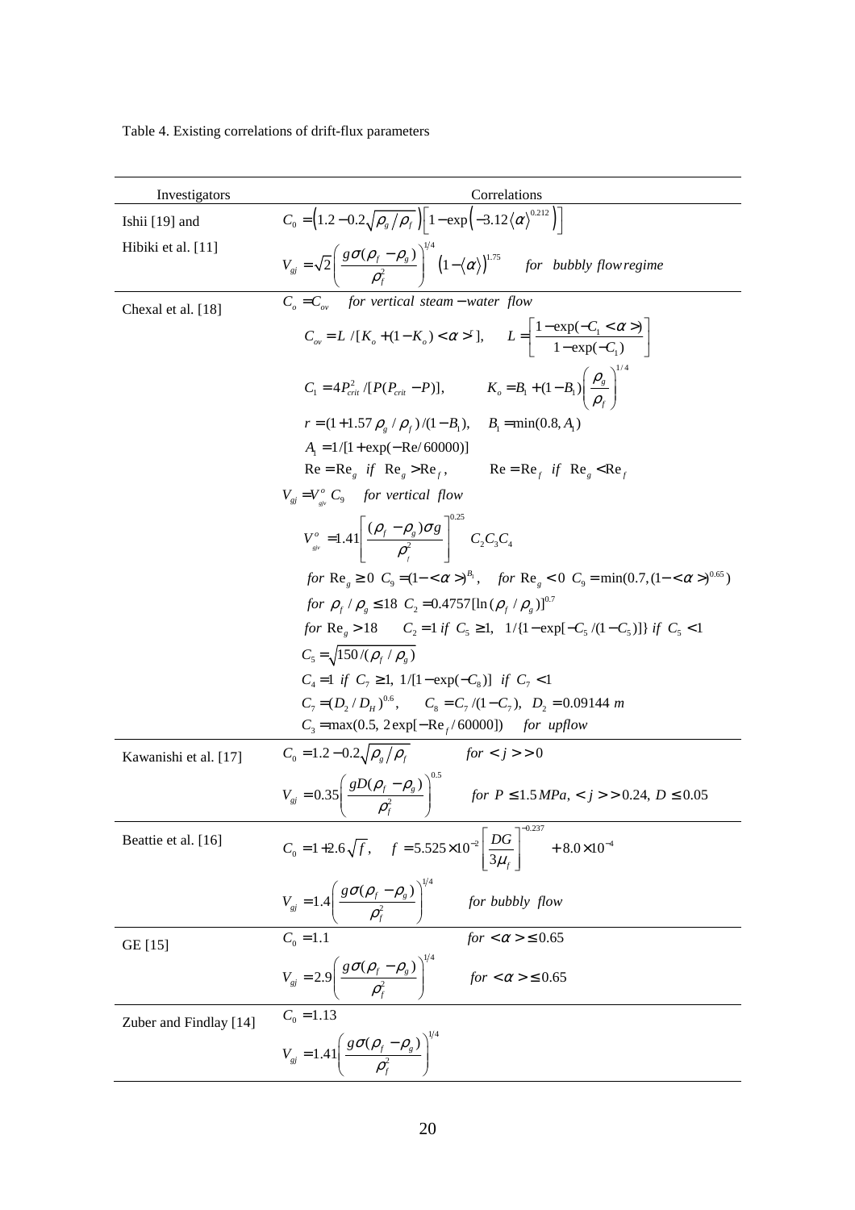Table 4. Existing correlations of drift-flux parameters

| Investigators | Correlations |
|---|---|
| Ishii [19] and Hibiki et al. [11] | $C_0 = \left(1.2 - 0.2\sqrt{\rho_g/\rho_f}\right)\left[1 - \exp\left(-3.12\langle\alpha\rangle^{0.212}\right)\right]$ <br> $V_{gj} = \sqrt{2}\left(\dfrac{g\sigma(\rho_f - \rho_g)}{\rho_f^2}\right)^{1/4}\left(1 - \langle\alpha\rangle\right)^{1.75}$ *for bubbly flow regime* |
| Chexal et al. [18] | $C_o = C_{ov}$ *for vertical steam − water flow* <br> $C_{ov} = L/[K_o + (1 - K_o) < \alpha >^r]$, $L = \left[\dfrac{1 - \exp(-C_1 < \alpha >)}{1 - \exp(-C_1)}\right]$ <br> $C_1 = 4P_{crit}^2/[P(P_{crit} - P)]$, $K_o = B_1 + (1 - B_1)\left(\dfrac{\rho_g}{\rho_f}\right)^{1/4}$ <br> $r = (1 + 1.57\,\rho_g/\rho_f)/(1 - B_1)$, $B_1 = \min(0.8, A_1)$ <br> $A_1 = 1/[1 + \exp(-\mathrm{Re}/60000)]$ <br> $\mathrm{Re} = \mathrm{Re}_g$ *if* $\mathrm{Re}_g > \mathrm{Re}_f$, $\mathrm{Re} = \mathrm{Re}_f$ *if* $\mathrm{Re}_g < \mathrm{Re}_f$ <br> $V_{gj} = V_{gjv}^o\, C_9$ *for vertical flow* <br> $V_{gjv}^o = 1.41\left[\dfrac{(\rho_f - \rho_g)\sigma g}{\rho_f^2}\right]^{0.25} C_2 C_3 C_4$ <br> *for* $\mathrm{Re}_g \geq 0$ $C_9 = (1 - < \alpha >)^{B_1}$, *for* $\mathrm{Re}_g < 0$ $C_9 = \min(0.7, (1 - < \alpha >)^{0.65})$ <br> *for* $\rho_f/\rho_g \leq 18$ $C_2 = 0.4757[\ln(\rho_f/\rho_g)]^{0.7}$ <br> *for* $\mathrm{Re}_g > 18$ $C_2 = 1$ *if* $C_5 \geq 1$, $1/\{1 - \exp[-C_5/(1 - C_5)]\}$ *if* $C_5 < 1$ <br> $C_5 = \sqrt{150/(\rho_f/\rho_g)}$ <br> $C_4 = 1$ *if* $C_7 \geq 1$, $1/[1 - \exp(-C_8)]$ *if* $C_7 < 1$ <br> $C_7 = (D_2/D_H)^{0.6}$, $C_8 = C_7/(1 - C_7)$, $D_2 = 0.09144\ m$ <br> $C_3 = \max(0.5,\ 2\exp[-\mathrm{Re}_f/60000])$ *for upflow* |
| Kawanishi et al. [17] | $C_0 = 1.2 - 0.2\sqrt{\rho_g/\rho_f}$ *for* $< j > > 0$ <br> $V_{gj} = 0.35\left(\dfrac{gD(\rho_f - \rho_g)}{\rho_f^2}\right)^{0.5}$ *for* $P \leq 1.5\,MPa$, $< j > > 0.24$, $D \leq 0.05$ |
| Beattie et al. [16] | $C_0 = 1 + 2.6\sqrt{f}$, $f = 5.525 \times 10^{-2}\left[\dfrac{DG}{3\mu_f}\right]^{-0.237} + 8.0 \times 10^{-4}$ <br> $V_{gj} = 1.4\left(\dfrac{g\sigma(\rho_f - \rho_g)}{\rho_f^2}\right)^{1/4}$ *for bubbly flow* |
| GE [15] | $C_0 = 1.1$ *for* $< \alpha > \leq 0.65$ <br> $V_{gj} = 2.9\left(\dfrac{g\sigma(\rho_f - \rho_g)}{\rho_f^2}\right)^{1/4}$ *for* $< \alpha > \leq 0.65$ |
| Zuber and Findlay [14] | $C_0 = 1.13$ <br> $V_{gj} = 1.41\left(\dfrac{g\sigma(\rho_f - \rho_g)}{\rho_f^2}\right)^{1/4}$ |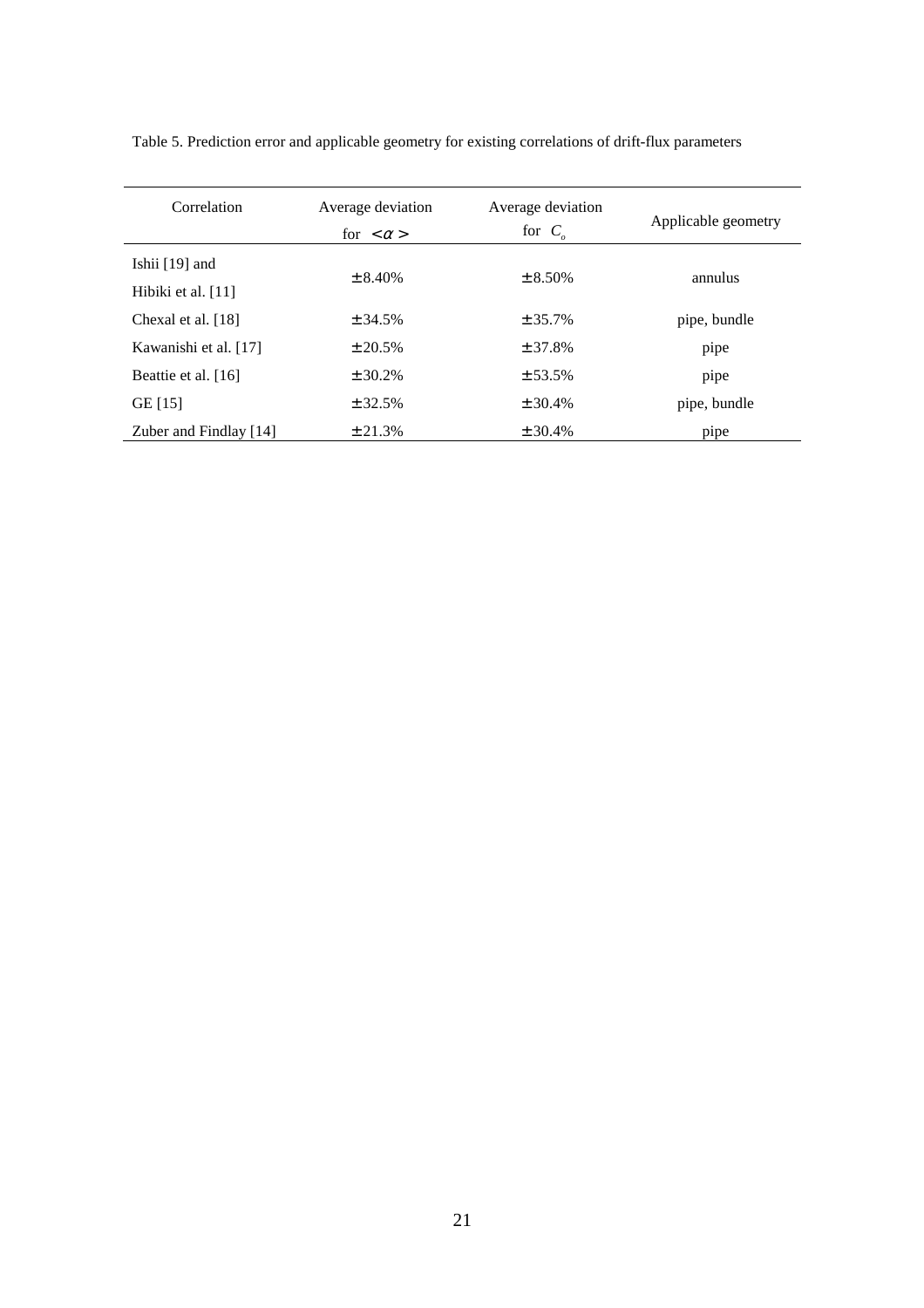Table 5. Prediction error and applicable geometry for existing correlations of drift-flux parameters

| Correlation | Average deviation for $<\alpha>$ | Average deviation for $C_o$ | Applicable geometry |
|---|---|---|---|
| Ishii [19] and Hibiki et al. [11] | ± 8.40% | ± 8.50% | annulus |
| Chexal et al. [18] | ± 34.5% | ± 35.7% | pipe, bundle |
| Kawanishi et al. [17] | ± 20.5% | ± 37.8% | pipe |
| Beattie et al. [16] | ± 30.2% | ± 53.5% | pipe |
| GE [15] | ± 32.5% | ± 30.4% | pipe, bundle |
| Zuber and Findlay [14] | ± 21.3% | ± 30.4% | pipe |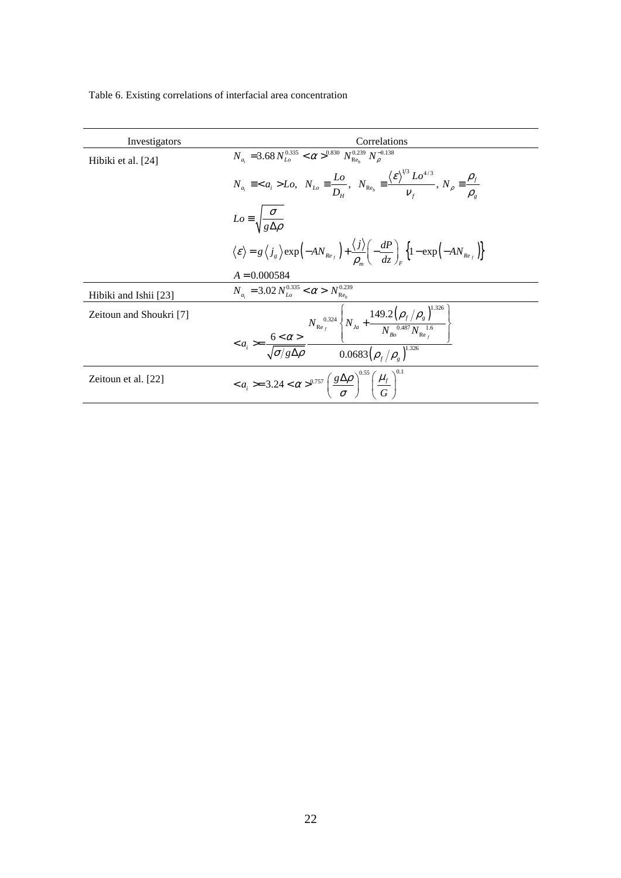Table 6. Existing correlations of interfacial area concentration

| Investigators | Correlations |
| --- | --- |
| Hibiki et al. [24] | $N_{a_i} = 3.68\, N_{Lo}^{0.335} < \alpha >^{0.830} N_{\mathrm{Re}_b}^{0.239} N_{\rho}^{-0.138}$ <br> $N_{a_i} \equiv < a_i > Lo, \quad N_{Lo} \equiv \dfrac{Lo}{D_H}, \quad N_{\mathrm{Re}_b} \equiv \dfrac{\langle \varepsilon \rangle^{1/3} Lo^{4/3}}{\nu_f}, \; N_{\rho} \equiv \dfrac{\rho_f}{\rho_g}$ <br> $Lo \equiv \sqrt{\dfrac{\sigma}{g \Delta \rho}}$ <br> $\langle \varepsilon \rangle = g \langle j_g \rangle \exp\left(-A N_{Re_f}\right) + \dfrac{\langle j \rangle}{\rho_m} \left(-\dfrac{dP}{dz}\right)_F \left\{1 - \exp\left(-A N_{Re_f}\right)\right\}$ <br> $A = 0.000584$ |
| Hibiki and Ishii [23] | $N_{a_i} = 3.02\, N_{Lo}^{0.335} < \alpha > N_{\mathrm{Re}_b}^{0.239}$ |
| Zeitoun and Shoukri [7] | $< a_i > = \dfrac{6 < \alpha >}{\sqrt{\sigma / g \Delta \rho}} \dfrac{N_{\mathrm{Re}_f}^{\;0.324} \left\{ N_{Ja} + \dfrac{149.2 \left(\rho_f / \rho_g\right)^{1.326}}{N_{Bo}^{\;0.487} N_{\mathrm{Re}_f}^{\;1.6}} \right\}}{0.0683 \left(\rho_f / \rho_g\right)^{1.326}}$ |
| Zeitoun et al. [22] | $< a_i > = 3.24 < \alpha >^{0.757} \left(\dfrac{g \Delta \rho}{\sigma}\right)^{0.55} \left(\dfrac{\mu_f}{G}\right)^{0.1}$ |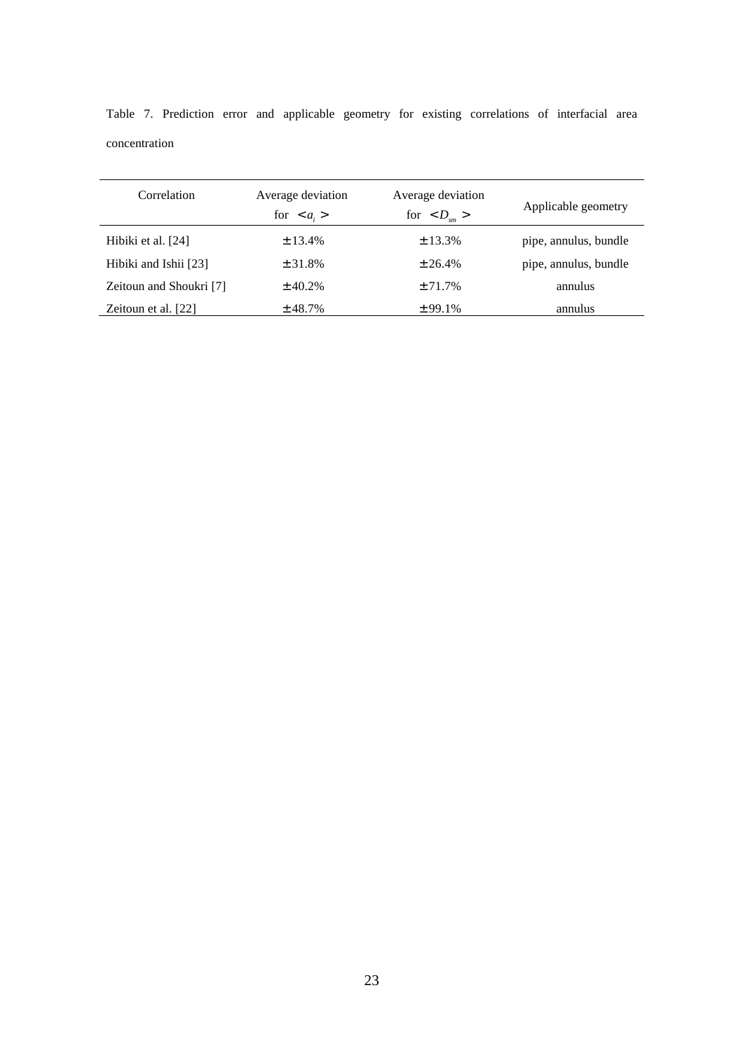Table 7. Prediction error and applicable geometry for existing correlations of interfacial area concentration

| Correlation | Average deviation for $< a_i >$ | Average deviation for $< D_{sm} >$ | Applicable geometry |
|---|---|---|---|
| Hibiki et al. [24] | ± 13.4% | ± 13.3% | pipe, annulus, bundle |
| Hibiki and Ishii [23] | ± 31.8% | ± 26.4% | pipe, annulus, bundle |
| Zeitoun and Shoukri [7] | ± 40.2% | ± 71.7% | annulus |
| Zeitoun et al. [22] | ± 48.7% | ± 99.1% | annulus |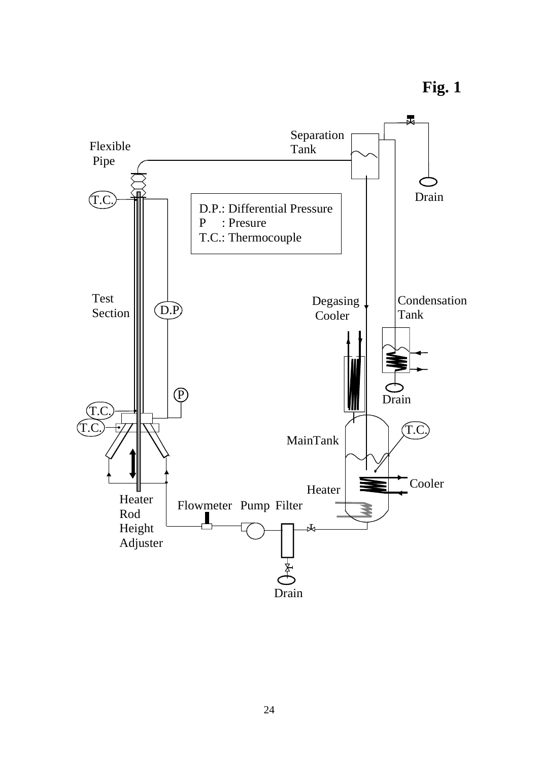**Fig. 1**

Separation Tank

Flexible Pipe

T.C.

Drain

D.P.: Differential Pressure
P : Presure
T.C.: Thermocouple

Test Section

D.P.

Degasing Cooler

Condensation Tank

P

Drain

T.C.

T.C.

T.C.

MainTank

Cooler

Heater

Heater Rod Height Adjuster

Flowmeter Pump Filter

Drain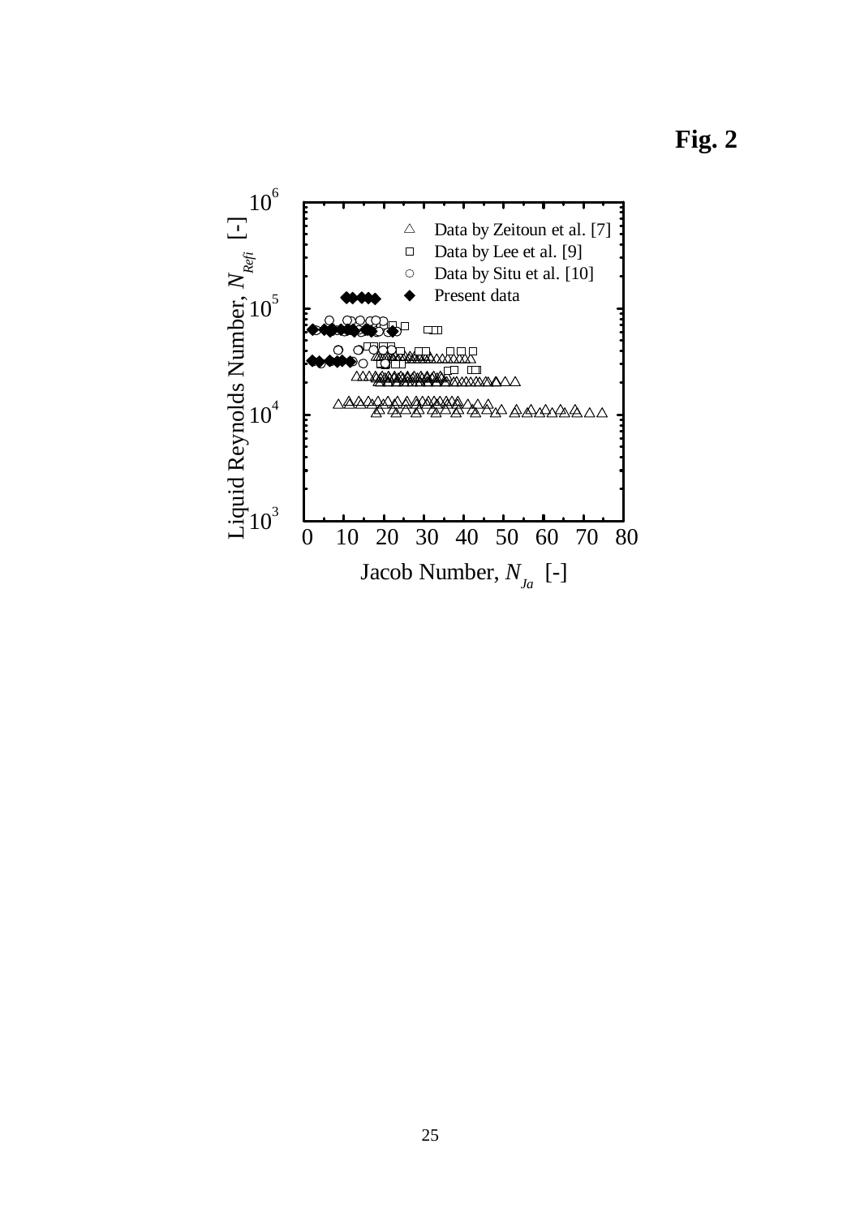**Fig. 2**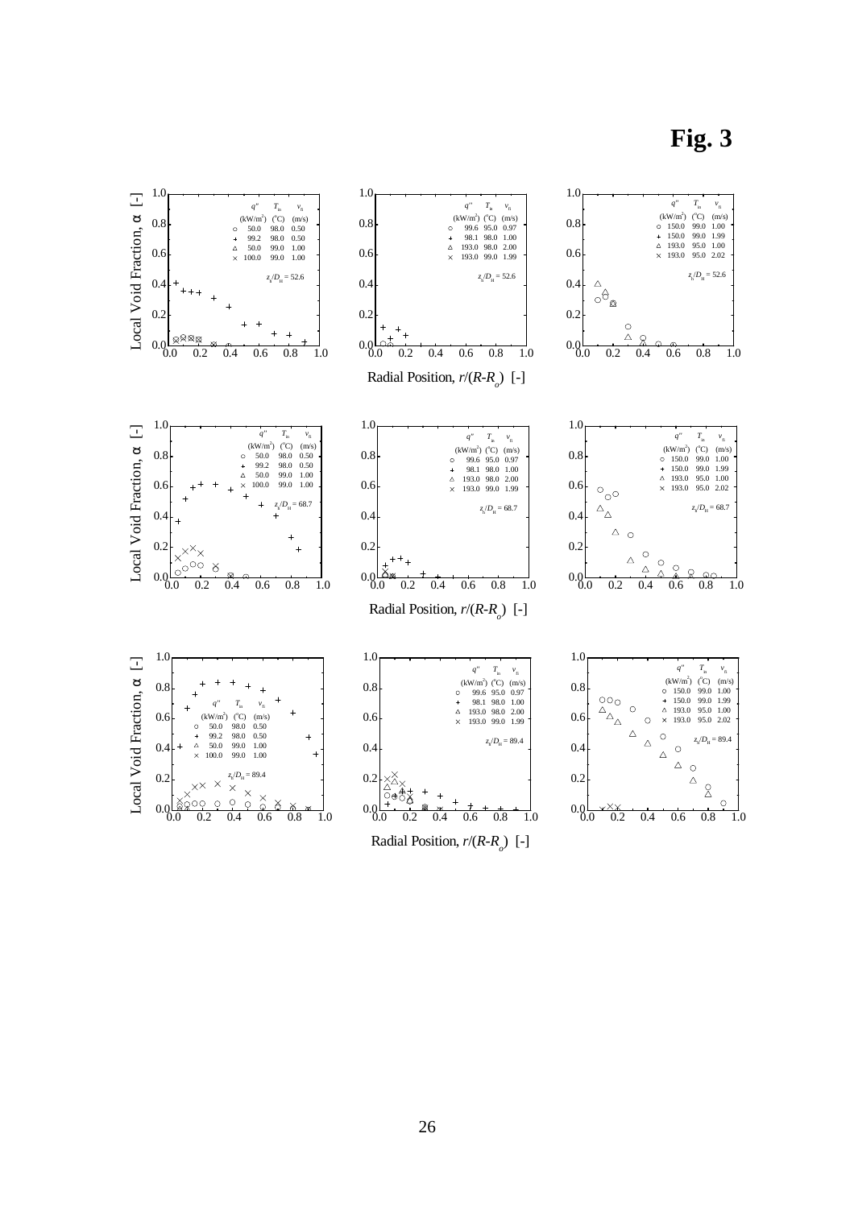**Fig. 3**

Local Void Fraction, α [-]

Radial Position, $r/(R-R_o)$ [-]

**Left column** ($z_0/D_H$ = 52.6, 68.7, 89.4)

| Symbol | $q''$ (kW/m$^2$) | $T_{in}$ (°C) | $v_{fi}$ (m/s) |
|---|---|---|---|
| ○ | 50.0 | 98.0 | 0.50 |
| + | 99.2 | 98.0 | 0.50 |
| △ | 50.0 | 99.0 | 1.00 |
| × | 100.0 | 99.0 | 1.00 |

**Middle column** ($z_0/D_H$ = 52.6, 68.7, 89.4)

| Symbol | $q''$ (kW/m$^2$) | $T_{in}$ (°C) | $v_{fi}$ (m/s) |
|---|---|---|---|
| ○ | 99.6 | 95.0 | 0.97 |
| + | 98.1 | 98.0 | 1.00 |
| △ | 193.0 | 98.0 | 2.00 |
| × | 193.0 | 99.0 | 1.99 |

**Right column** ($z_0/D_H$ = 52.6, 68.7, 89.4)

| Symbol | $q''$ (kW/m$^2$) | $T_{in}$ (°C) | $v_{fi}$ (m/s) |
|---|---|---|---|
| ○ | 150.0 | 99.0 | 1.00 |
| + | 150.0 | 99.0 | 1.99 |
| △ | 193.0 | 95.0 | 1.00 |
| × | 193.0 | 95.0 | 2.02 |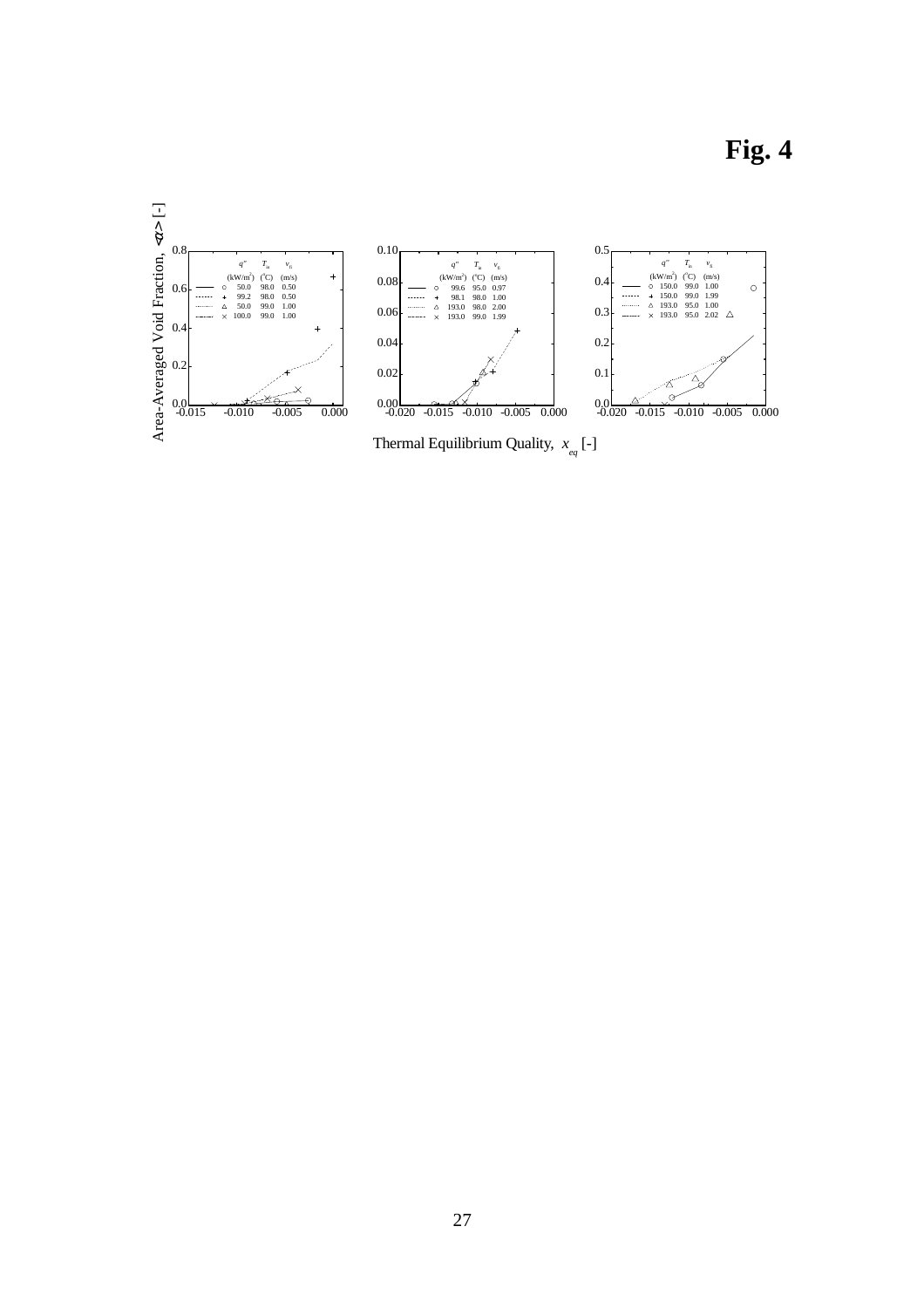# Fig. 4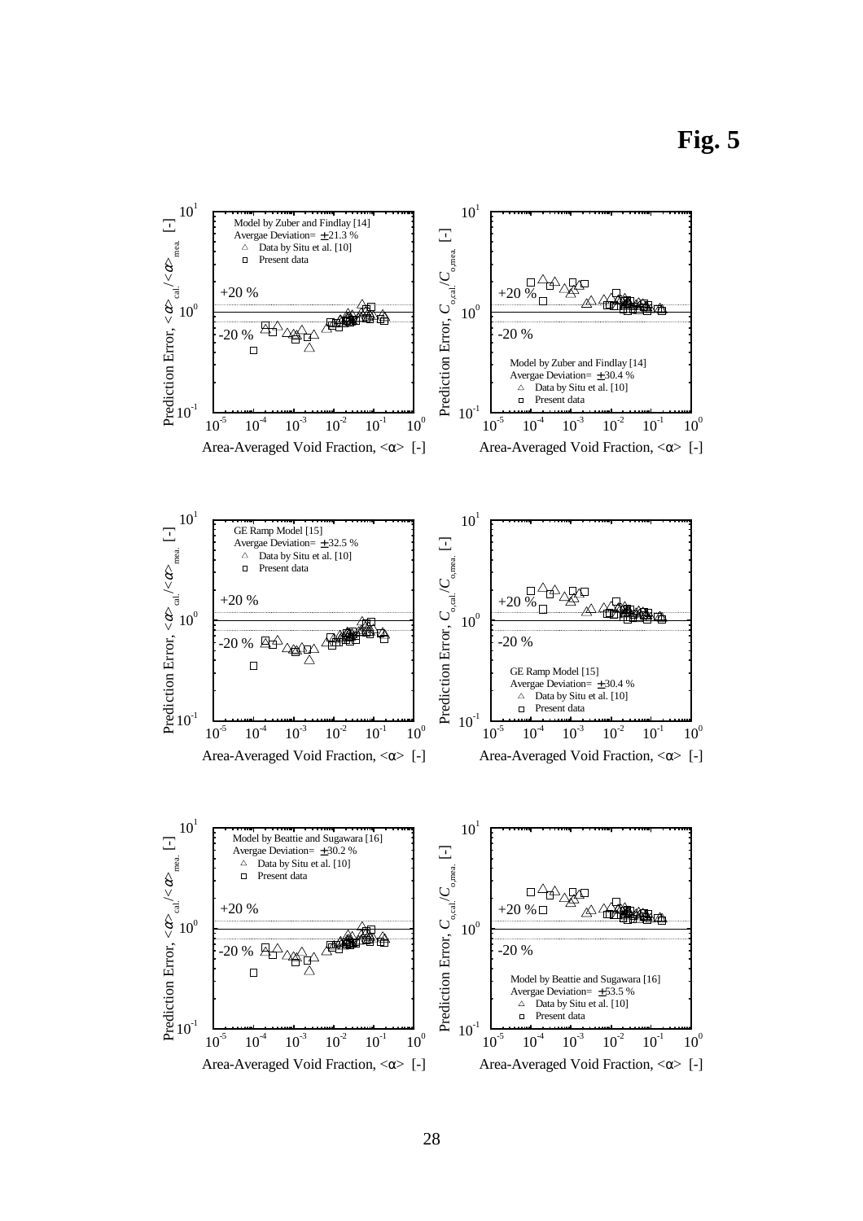**Fig. 5**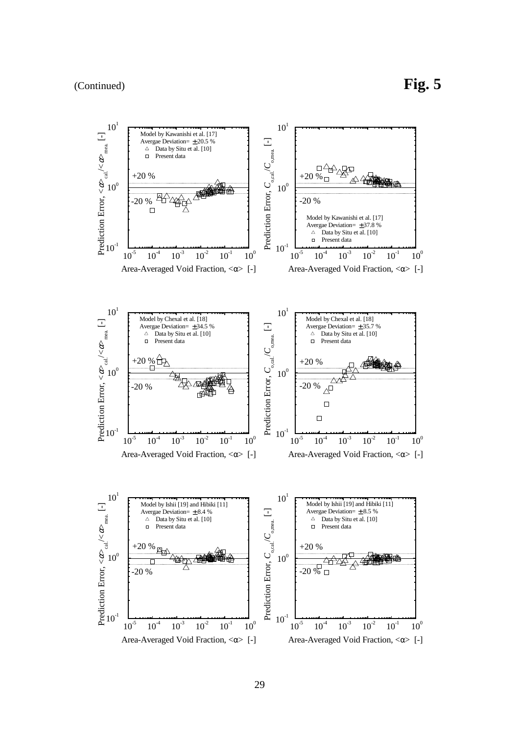(Continued) **Fig. 5**

Model by Kawanishi et al. [17]
Avergae Deviation= ±20.5 %
△ Data by Situ et al. [10]
□ Present data

Prediction Error, $<\alpha>_{cal.}/<\alpha>_{mea.}$ [-]

Area-Averaged Void Fraction, $<\alpha>$ [-]

Model by Kawanishi et al. [17]
Avergae Deviation= ±37.8 %
△ Data by Situ et al. [10]
□ Present data

Prediction Error, $C_{o,cal.}/C_{o,mea.}$ [-]

Area-Averaged Void Fraction, $<\alpha>$ [-]

Model by Chexal et al. [18]
Avergae Deviation= ±34.5 %
△ Data by Situ et al. [10]
□ Present data

Prediction Error, $<\alpha>_{cal.}/<\alpha>_{mea.}$ [-]

Area-Averaged Void Fraction, $<\alpha>$ [-]

Model by Chexal et al. [18]
Avergae Deviation= ±35.7 %
△ Data by Situ et al. [10]
□ Present data

Prediction Error, $C_{o,cal.}/C_{o,mea.}$ [-]

Area-Averaged Void Fraction, $<\alpha>$ [-]

Model by Ishii [19] and Hibiki [11]
Avergae Deviation= ±8.4 %
△ Data by Situ et al. [10]
□ Present data

Prediction Error, $<\alpha>_{cal.}/<\alpha>_{mea.}$ [-]

Area-Averaged Void Fraction, $<\alpha>$ [-]

Model by Ishii [19] and Hibiki [11]
Avergae Deviation= ±8.5 %
△ Data by Situ et al. [10]
□ Present data

Prediction Error, $C_{o,cal.}/C_{o,mea.}$ [-]

Area-Averaged Void Fraction, $<\alpha>$ [-]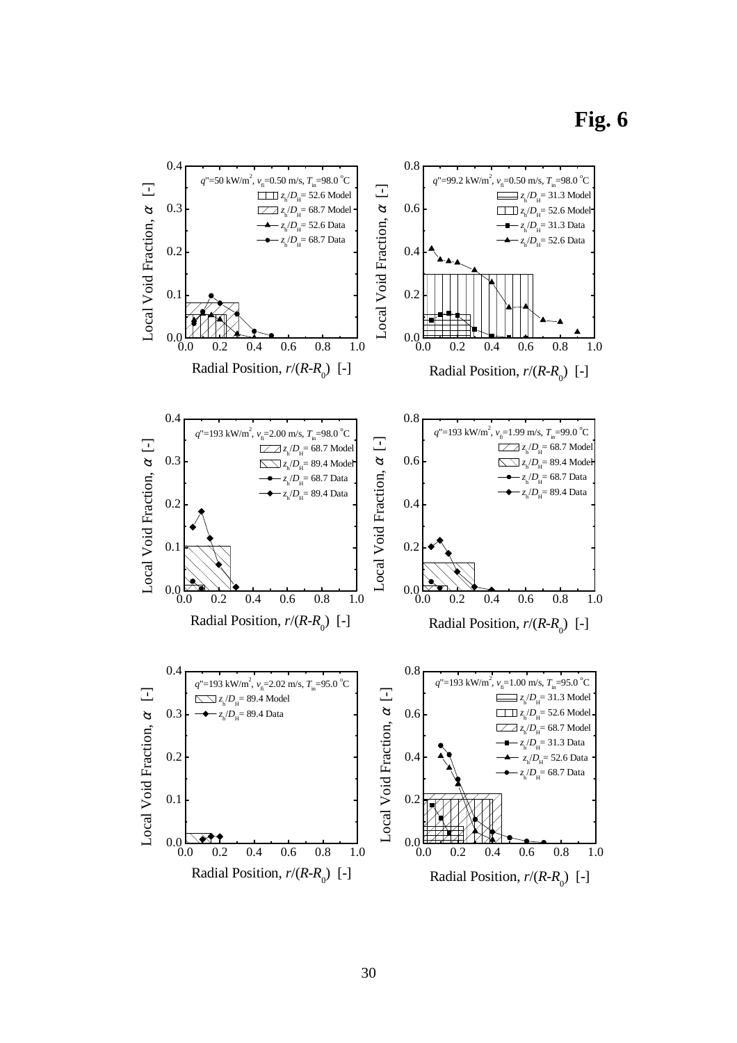**Fig. 6**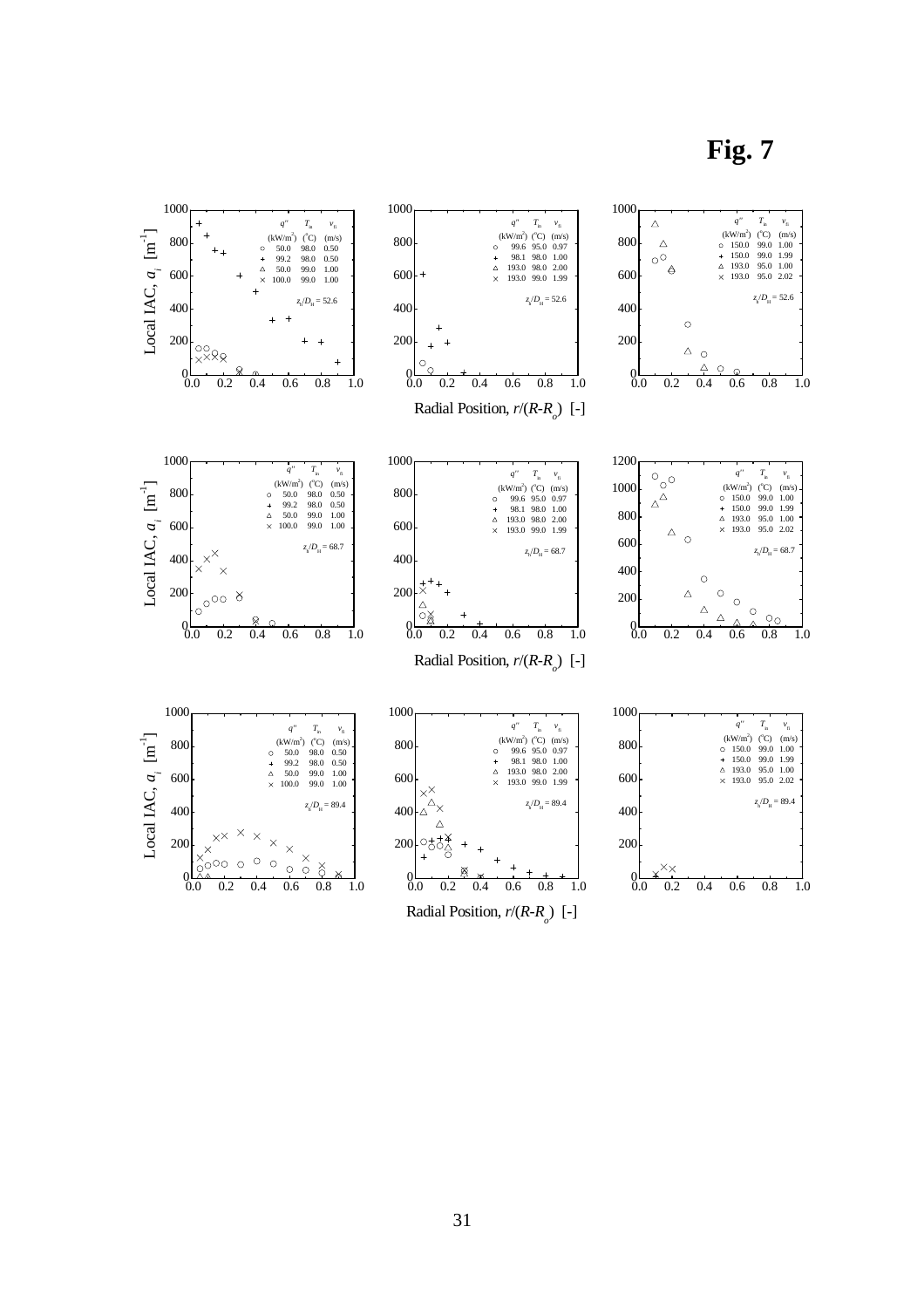**Fig. 7**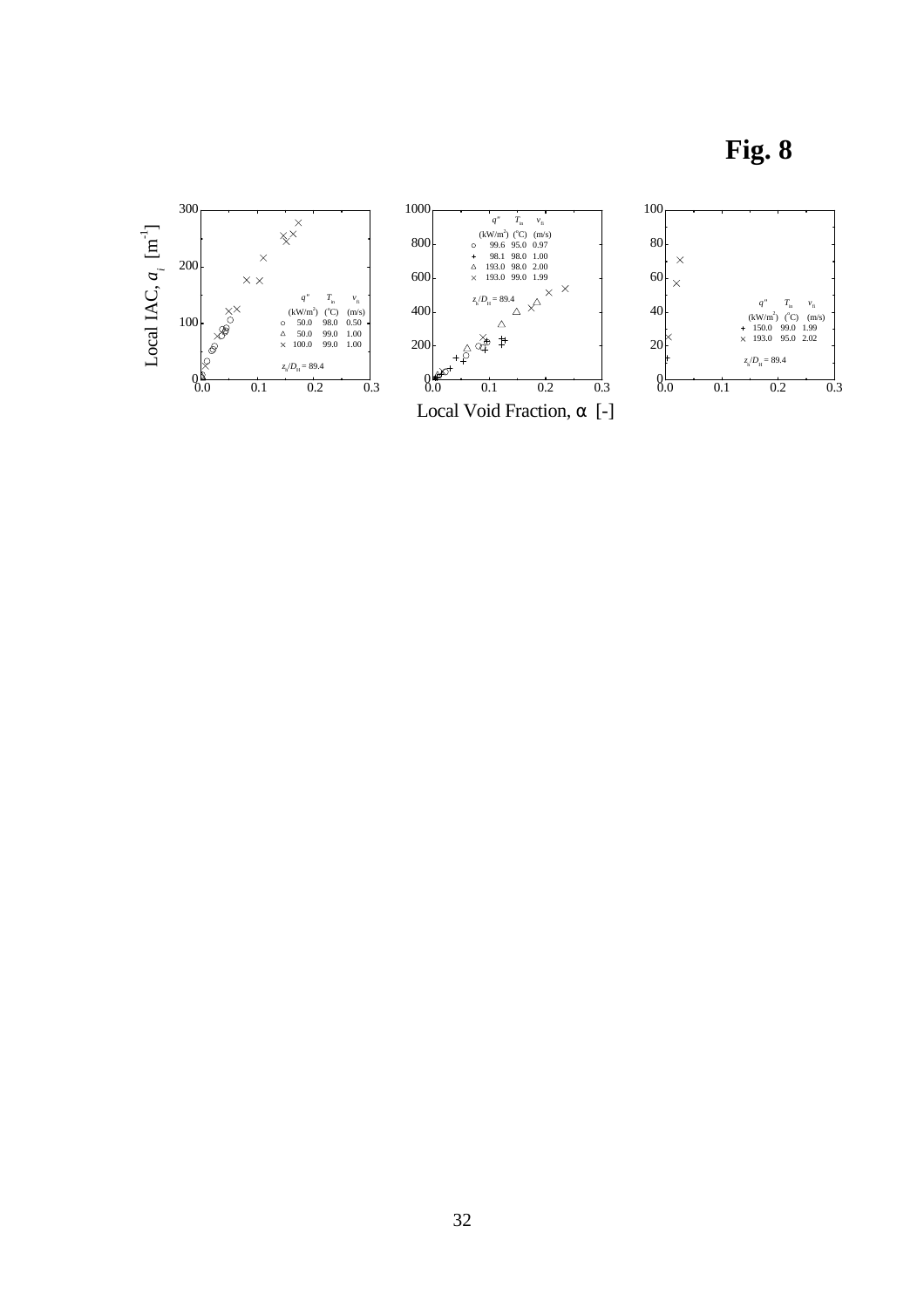**Fig. 8**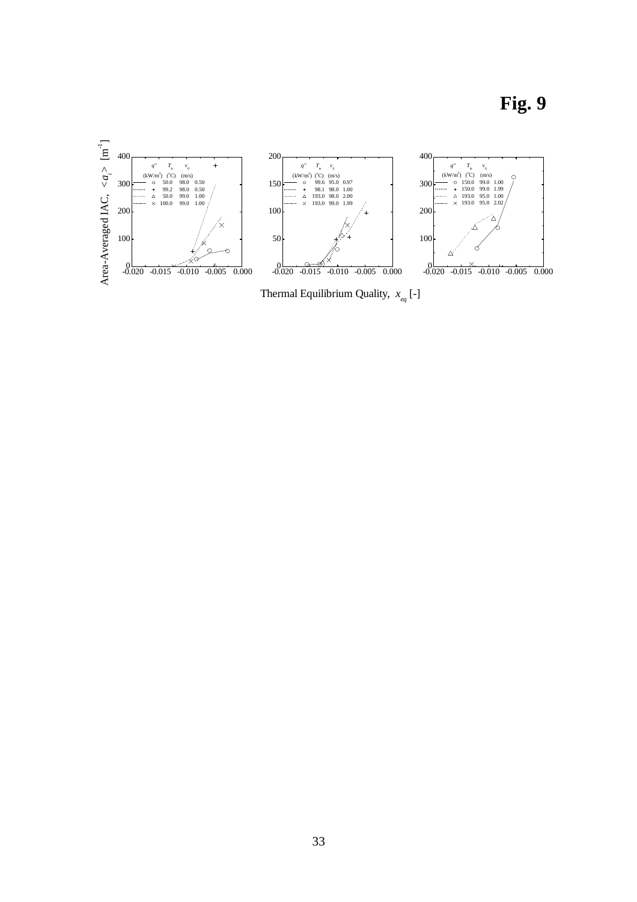# Fig. 9

| $q''$ (kW/m$^2$) | $T_{in}$ (°C) | $v_{f,i}$ (m/s) |
|---|---|---|
| 50.0 | 98.0 | 0.50 |
| 99.2 | 98.0 | 0.50 |
| 50.0 | 99.0 | 1.00 |
| 100.0 | 99.0 | 1.00 |

| $q''$ (kW/m$^2$) | $T_{in}$ (°C) | $v_{f,i}$ (m/s) |
|---|---|---|
| 99.6 | 95.0 | 0.97 |
| 98.1 | 98.0 | 1.00 |
| 193.0 | 98.0 | 2.00 |
| 193.0 | 99.0 | 1.99 |

| $q''$ (kW/m$^2$) | $T_{in}$ (°C) | $v_{f,i}$ (m/s) |
|---|---|---|
| 150.0 | 99.0 | 1.00 |
| 150.0 | 99.0 | 1.99 |
| 193.0 | 95.0 | 1.00 |
| 193.0 | 95.0 | 2.02 |

Area-Averaged IAC, $<a_i>$ [m$^{-1}$]

Thermal Equilibrium Quality, $x_{eq}$ [-]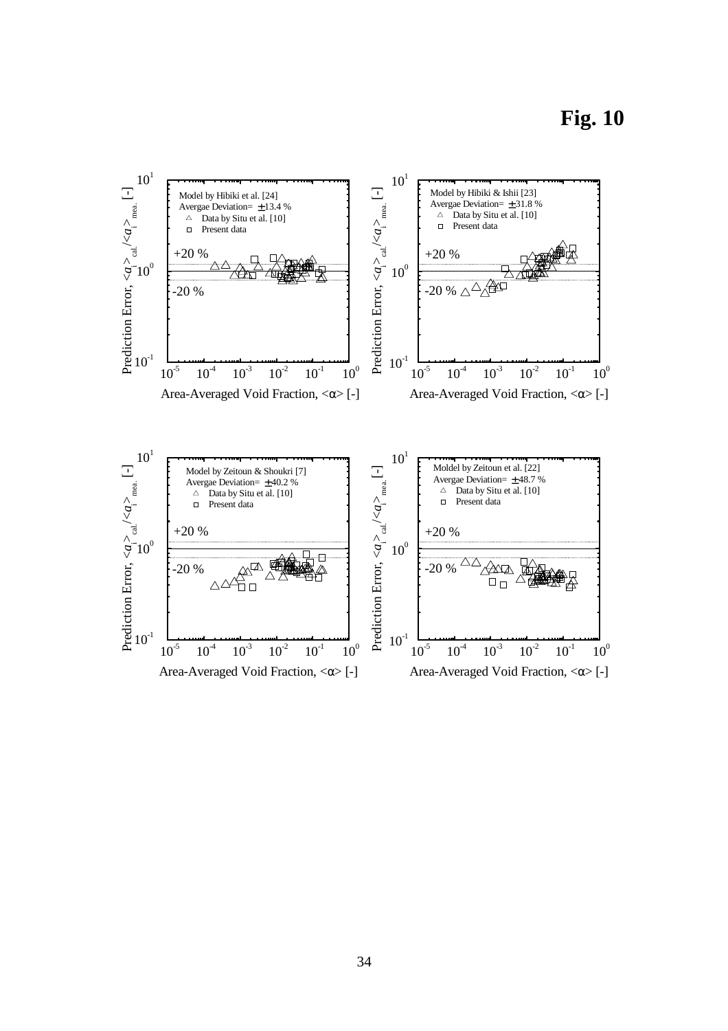**Fig. 10**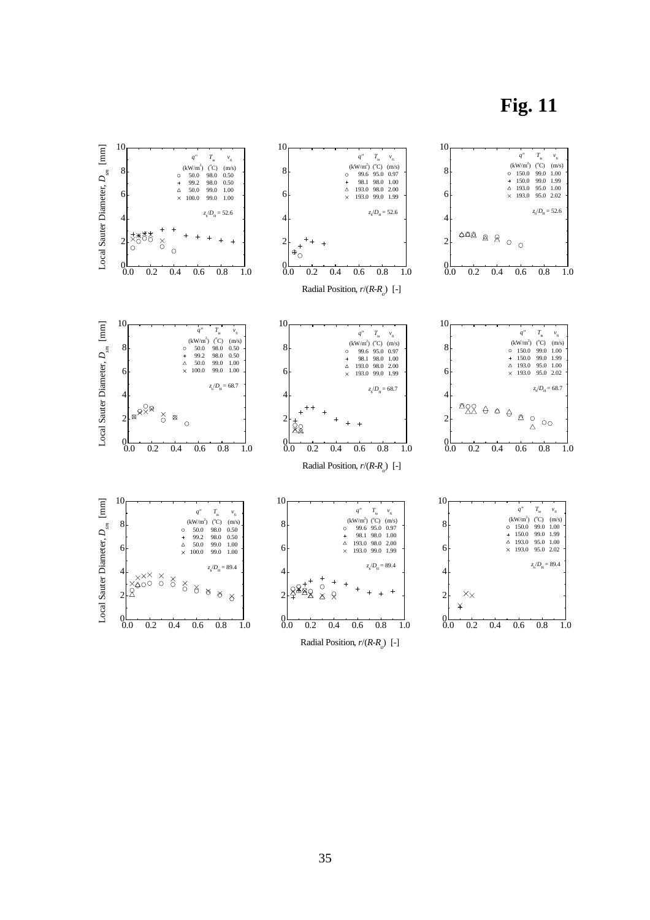# Fig. 11

Local Sauter Diameter, $D_{sm}$ [mm]

Radial Position, $r/(R-R_o)$ [-]

| $q''$ (kW/m$^2$) | $T_{in}$ (°C) | $v_{fi}$ (m/s) |
|---|---|---|
| ○ 50.0 | 98.0 | 0.50 |
| + 99.2 | 98.0 | 0.50 |
| △ 50.0 | 99.0 | 1.00 |
| × 100.0 | 99.0 | 1.00 |

| $q''$ (kW/m$^2$) | $T_{in}$ (°C) | $v_{fi}$ (m/s) |
|---|---|---|
| ○ 99.6 | 95.0 | 0.97 |
| + 98.1 | 98.0 | 1.00 |
| △ 193.0 | 98.0 | 2.00 |
| × 193.0 | 99.0 | 1.99 |

| $q''$ (kW/m$^2$) | $T_{in}$ (°C) | $v_{fi}$ (m/s) |
|---|---|---|
| ○ 150.0 | 99.0 | 1.00 |
| + 150.0 | 99.0 | 1.99 |
| △ 193.0 | 95.0 | 1.00 |
| × 193.0 | 95.0 | 2.02 |

$z_h/D_H = 52.6$

$z_h/D_H = 68.7$

$z_h/D_H = 89.4$